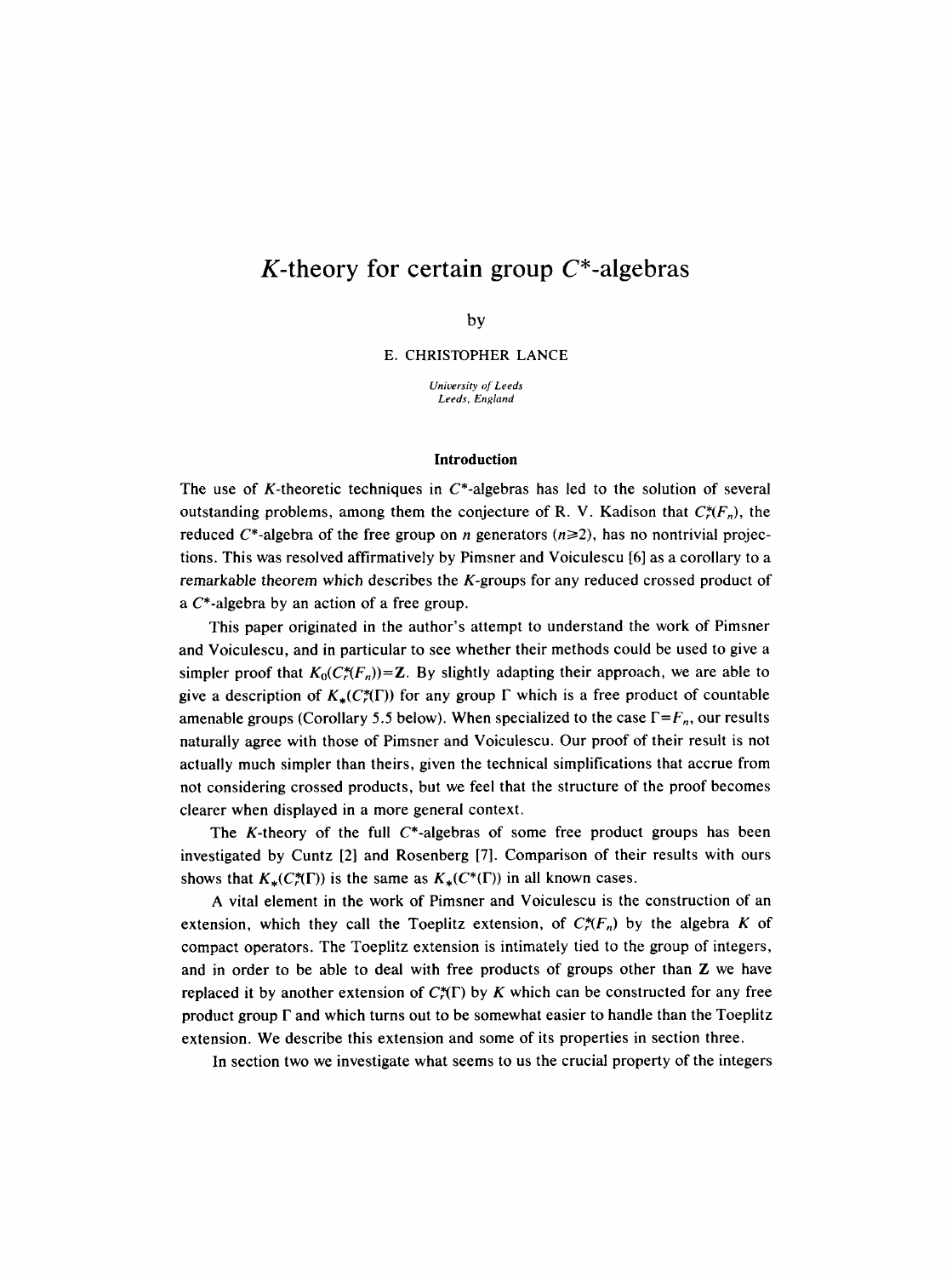# $K$-theory for certain group $C^*$-algebras

by

E. CHRISTOPHER LANCE

*University of Leeds*
*Leeds, England*

## Introduction

The use of $K$-theoretic techniques in $C^*$-algebras has led to the solution of several outstanding problems, among them the conjecture of R. V. Kadison that $C_r^*(F_n)$, the reduced $C^*$-algebra of the free group on $n$ generators ($n \geq 2$), has no nontrivial projections. This was resolved affirmatively by Pimsner and Voiculescu [6] as a corollary to a remarkable theorem which describes the $K$-groups for any reduced crossed product of a $C^*$-algebra by an action of a free group.

This paper originated in the author's attempt to understand the work of Pimsner and Voiculescu, and in particular to see whether their methods could be used to give a simpler proof that $K_0(C_r^*(F_n)) = \mathbf{Z}$. By slightly adapting their approach, we are able to give a description of $K_*(C_r^*(\Gamma))$ for any group $\Gamma$ which is a free product of countable amenable groups (Corollary 5.5 below). When specialized to the case $\Gamma = F_n$, our results naturally agree with those of Pimsner and Voiculescu. Our proof of their result is not actually much simpler than theirs, given the technical simplifications that accrue from not considering crossed products, but we feel that the structure of the proof becomes clearer when displayed in a more general context.

The $K$-theory of the full $C^*$-algebras of some free product groups has been investigated by Cuntz [2] and Rosenberg [7]. Comparison of their results with ours shows that $K_*(C_r^*(\Gamma))$ is the same as $K_*(C^*(\Gamma))$ in all known cases.

A vital element in the work of Pimsner and Voiculescu is the construction of an extension, which they call the Toeplitz extension, of $C_r^*(F_n)$ by the algebra $K$ of compact operators. The Toeplitz extension is intimately tied to the group of integers, and in order to be able to deal with free products of groups other than $\mathbf{Z}$ we have replaced it by another extension of $C_r^*(\Gamma)$ by $K$ which can be constructed for any free product group $\Gamma$ and which turns out to be somewhat easier to handle than the Toeplitz extension. We describe this extension and some of its properties in section three.

In section two we investigate what seems to us the crucial property of the integers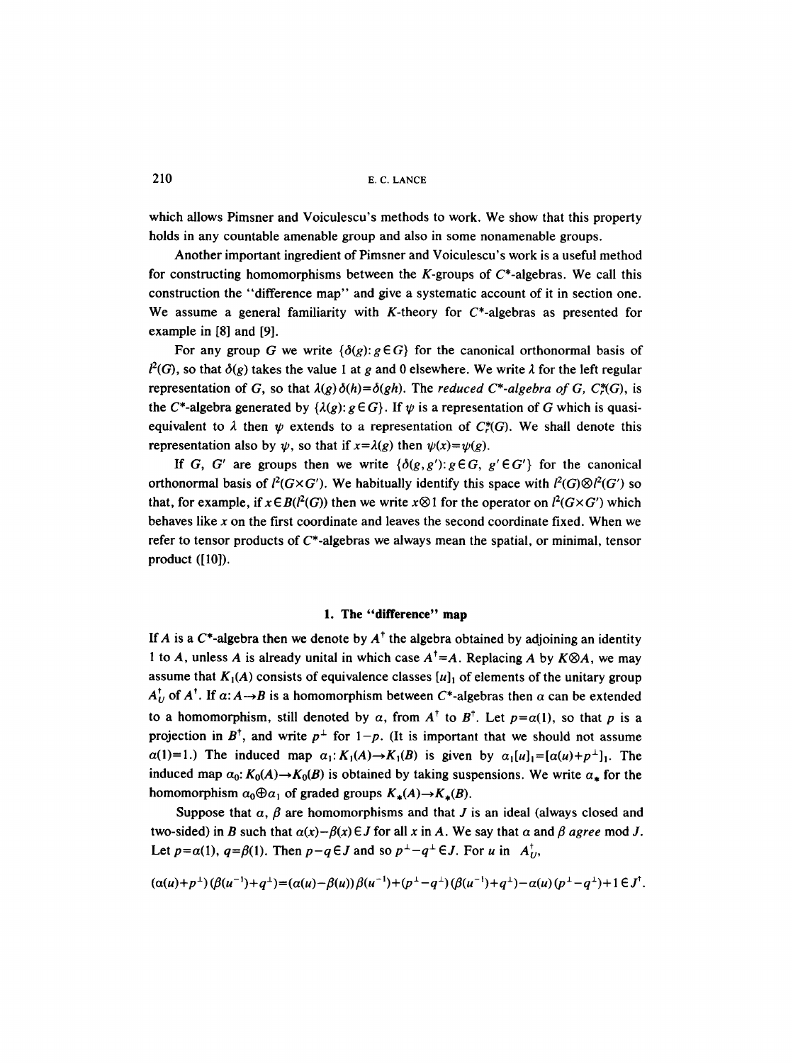which allows Pimsner and Voiculescu's methods to work. We show that this property holds in any countable amenable group and also in some nonamenable groups.

Another important ingredient of Pimsner and Voiculescu's work is a useful method for constructing homomorphisms between the $K$-groups of $C^*$-algebras. We call this construction the "difference map" and give a systematic account of it in section one. We assume a general familiarity with $K$-theory for $C^*$-algebras as presented for example in [8] and [9].

For any group $G$ we write $\{\delta(g): g \in G\}$ for the canonical orthonormal basis of $l^2(G)$, so that $\delta(g)$ takes the value 1 at $g$ and 0 elsewhere. We write $\lambda$ for the left regular representation of $G$, so that $\lambda(g)\delta(h)=\delta(gh)$. The *reduced $C^*$-algebra of $G$, $C_r^*(G)$*, is the $C^*$-algebra generated by $\{\lambda(g): g \in G\}$. If $\psi$ is a representation of $G$ which is quasi-equivalent to $\lambda$ then $\psi$ extends to a representation of $C_r^*(G)$. We shall denote this representation also by $\psi$, so that if $x=\lambda(g)$ then $\psi(x)=\psi(g)$.

If $G$, $G'$ are groups then we write $\{\delta(g,g'): g \in G,\ g' \in G'\}$ for the canonical orthonormal basis of $l^2(G\times G')$. We habitually identify this space with $l^2(G)\otimes l^2(G')$ so that, for example, if $x \in B(l^2(G))$ then we write $x\otimes 1$ for the operator on $l^2(G\times G')$ which behaves like $x$ on the first coordinate and leaves the second coordinate fixed. When we refer to tensor products of $C^*$-algebras we always mean the spatial, or minimal, tensor product ([10]).

## 1. The "difference" map

If $A$ is a $C^*$-algebra then we denote by $A^\dagger$ the algebra obtained by adjoining an identity 1 to $A$, unless $A$ is already unital in which case $A^\dagger = A$. Replacing $A$ by $K\otimes A$, we may assume that $K_1(A)$ consists of equivalence classes $[u]_1$ of elements of the unitary group $A_U^\dagger$ of $A^\dagger$. If $\alpha: A\to B$ is a homomorphism between $C^*$-algebras then $\alpha$ can be extended to a homomorphism, still denoted by $\alpha$, from $A^\dagger$ to $B^\dagger$. Let $p=\alpha(1)$, so that $p$ is a projection in $B^\dagger$, and write $p^\perp$ for $1-p$. (It is important that we should not assume $\alpha(1)=1$.) The induced map $\alpha_1: K_1(A)\to K_1(B)$ is given by $\alpha_1[u]_1=[\alpha(u)+p^\perp]_1$. The induced map $\alpha_0: K_0(A)\to K_0(B)$ is obtained by taking suspensions. We write $\alpha_*$ for the homomorphism $\alpha_0\oplus\alpha_1$ of graded groups $K_*(A)\to K_*(B)$.

Suppose that $\alpha$, $\beta$ are homomorphisms and that $J$ is an ideal (always closed and two-sided) in $B$ such that $\alpha(x)-\beta(x)\in J$ for all $x$ in $A$. We say that $\alpha$ and $\beta$ *agree* mod $J$. Let $p=\alpha(1)$, $q=\beta(1)$. Then $p-q\in J$ and so $p^\perp - q^\perp \in J$. For $u$ in $A_U^\dagger$,

$$(\alpha(u)+p^\perp)(\beta(u^{-1})+q^\perp)=(\alpha(u)-\beta(u))\beta(u^{-1})+(p^\perp-q^\perp)(\beta(u^{-1})+q^\perp)-\alpha(u)(p^\perp-q^\perp)+1\in J^\dagger.$$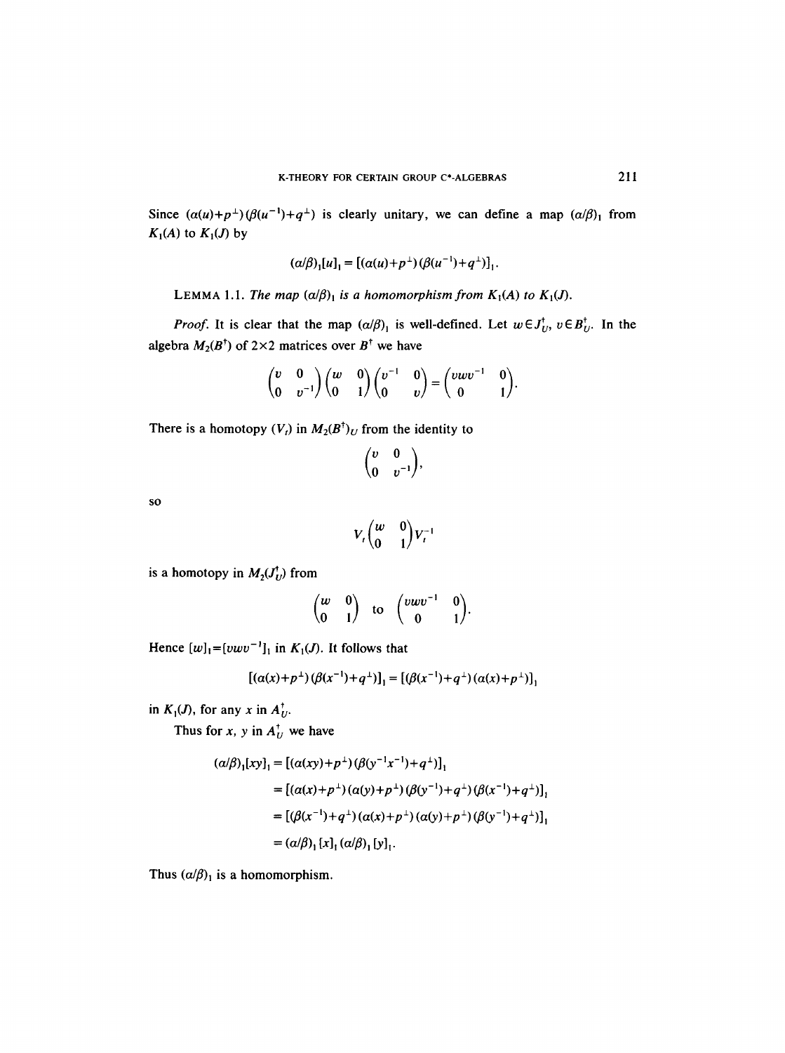Since $(\alpha(u)+p^{\perp})(\beta(u^{-1})+q^{\perp})$ is clearly unitary, we can define a map $(\alpha/\beta)_1$ from $K_1(A)$ to $K_1(J)$ by

$$(\alpha/\beta)_1[u]_1 = [(\alpha(u)+p^{\perp})(\beta(u^{-1})+q^{\perp})]_1.$$

LEMMA 1.1. *The map $(\alpha/\beta)_1$ is a homomorphism from $K_1(A)$ to $K_1(J)$.*

*Proof.* It is clear that the map $(\alpha/\beta)_1$ is well-defined. Let $w \in J_U^{\dagger}$, $v \in B_U^{\dagger}$. In the algebra $M_2(B^{\dagger})$ of $2\times 2$ matrices over $B^{\dagger}$ we have

$$\begin{pmatrix} v & 0 \\ 0 & v^{-1} \end{pmatrix} \begin{pmatrix} w & 0 \\ 0 & 1 \end{pmatrix} \begin{pmatrix} v^{-1} & 0 \\ 0 & v \end{pmatrix} = \begin{pmatrix} vwv^{-1} & 0 \\ 0 & 1 \end{pmatrix}.$$

There is a homotopy $(V_t)$ in $M_2(B^{\dagger})_U$ from the identity to

$$\begin{pmatrix} v & 0 \\ 0 & v^{-1} \end{pmatrix},$$

so

$$V_t \begin{pmatrix} w & 0 \\ 0 & 1 \end{pmatrix} V_t^{-1}$$

is a homotopy in $M_2(J_U^{\dagger})$ from

$$\begin{pmatrix} w & 0 \\ 0 & 1 \end{pmatrix} \quad \text{to} \quad \begin{pmatrix} vwv^{-1} & 0 \\ 0 & 1 \end{pmatrix}.$$

Hence $[w]_1 = [vwv^{-1}]_1$ in $K_1(J)$. It follows that

$$[(\alpha(x)+p^{\perp})(\beta(x^{-1})+q^{\perp})]_1 = [(\beta(x^{-1})+q^{\perp})(\alpha(x)+p^{\perp})]_1$$

in $K_1(J)$, for any $x$ in $A_U^{\dagger}$.

Thus for $x$, $y$ in $A_U^{\dagger}$ we have

$$\begin{aligned}
(\alpha/\beta)_1[xy]_1 &= [(\alpha(xy)+p^{\perp})(\beta(y^{-1}x^{-1})+q^{\perp})]_1 \\
&= [(\alpha(x)+p^{\perp})(\alpha(y)+p^{\perp})(\beta(y^{-1})+q^{\perp})(\beta(x^{-1})+q^{\perp})]_1 \\
&= [(\beta(x^{-1})+q^{\perp})(\alpha(x)+p^{\perp})(\alpha(y)+p^{\perp})(\beta(y^{-1})+q^{\perp})]_1 \\
&= (\alpha/\beta)_1[x]_1(\alpha/\beta)_1[y]_1.
\end{aligned}$$

Thus $(\alpha/\beta)_1$ is a homomorphism.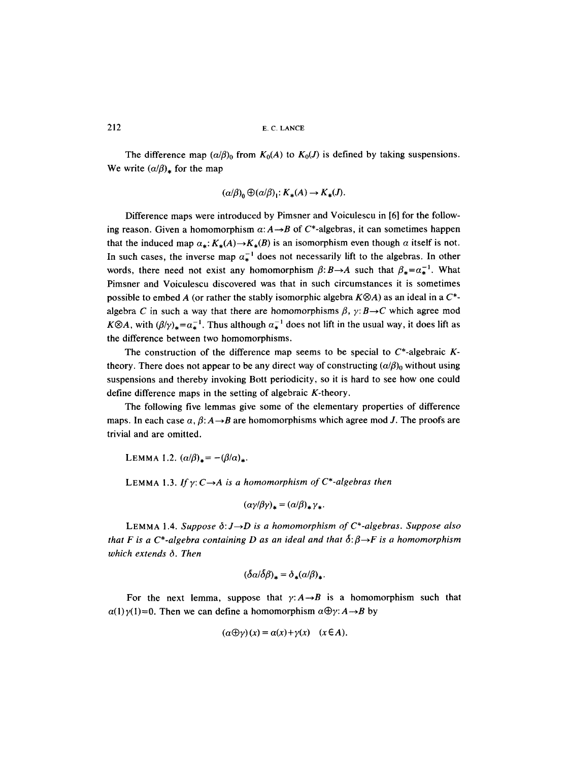The difference map $(\alpha/\beta)_0$ from $K_0(A)$ to $K_0(J)$ is defined by taking suspensions. We write $(\alpha/\beta)_*$ for the map

$$(\alpha/\beta)_0 \oplus (\alpha/\beta)_1 : K_*(A) \to K_*(J).$$

Difference maps were introduced by Pimsner and Voiculescu in [6] for the following reason. Given a homomorphism $\alpha : A \to B$ of $C^*$-algebras, it can sometimes happen that the induced map $\alpha_* : K_*(A) \to K_*(B)$ is an isomorphism even though $\alpha$ itself is not. In such cases, the inverse map $\alpha_*^{-1}$ does not necessarily lift to the algebras. In other words, there need not exist any homomorphism $\beta : B \to A$ such that $\beta_* = \alpha_*^{-1}$. What Pimsner and Voiculescu discovered was that in such circumstances it is sometimes possible to embed $A$ (or rather the stably isomorphic algebra $K \otimes A$) as an ideal in a $C^*$-algebra $C$ in such a way that there are homomorphisms $\beta$, $\gamma : B \to C$ which agree mod $K \otimes A$, with $(\beta/\gamma)_* = \alpha_*^{-1}$. Thus although $\alpha_*^{-1}$ does not lift in the usual way, it does lift as the difference between two homomorphisms.

The construction of the difference map seems to be special to $C^*$-algebraic $K$-theory. There does not appear to be any direct way of constructing $(\alpha/\beta)_0$ without using suspensions and thereby invoking Bott periodicity, so it is hard to see how one could define difference maps in the setting of algebraic $K$-theory.

The following five lemmas give some of the elementary properties of difference maps. In each case $\alpha$, $\beta : A \to B$ are homomorphisms which agree mod $J$. The proofs are trivial and are omitted.

LEMMA 1.2. $(\alpha/\beta)_* = -(\beta/\alpha)_*$.

LEMMA 1.3. *If $\gamma : C \to A$ is a homomorphism of $C^*$-algebras then*

$$(\alpha\gamma/\beta\gamma)_* = (\alpha/\beta)_* \gamma_*.$$

LEMMA 1.4. *Suppose $\delta : J \to D$ is a homomorphism of $C^*$-algebras. Suppose also that $F$ is a $C^*$-algebra containing $D$ as an ideal and that $\bar{\delta} : \beta \to F$ is a homomorphism which extends $\delta$. Then*

$$(\bar{\delta}\alpha/\bar{\delta}\beta)_* = \delta_*(\alpha/\beta)_*.$$

For the next lemma, suppose that $\gamma : A \to B$ is a homomorphism such that $\alpha(1)\gamma(1) = 0$. Then we can define a homomorphism $\alpha \oplus \gamma : A \to B$ by

$$(\alpha \oplus \gamma)(x) = \alpha(x) + \gamma(x) \quad (x \in A).$$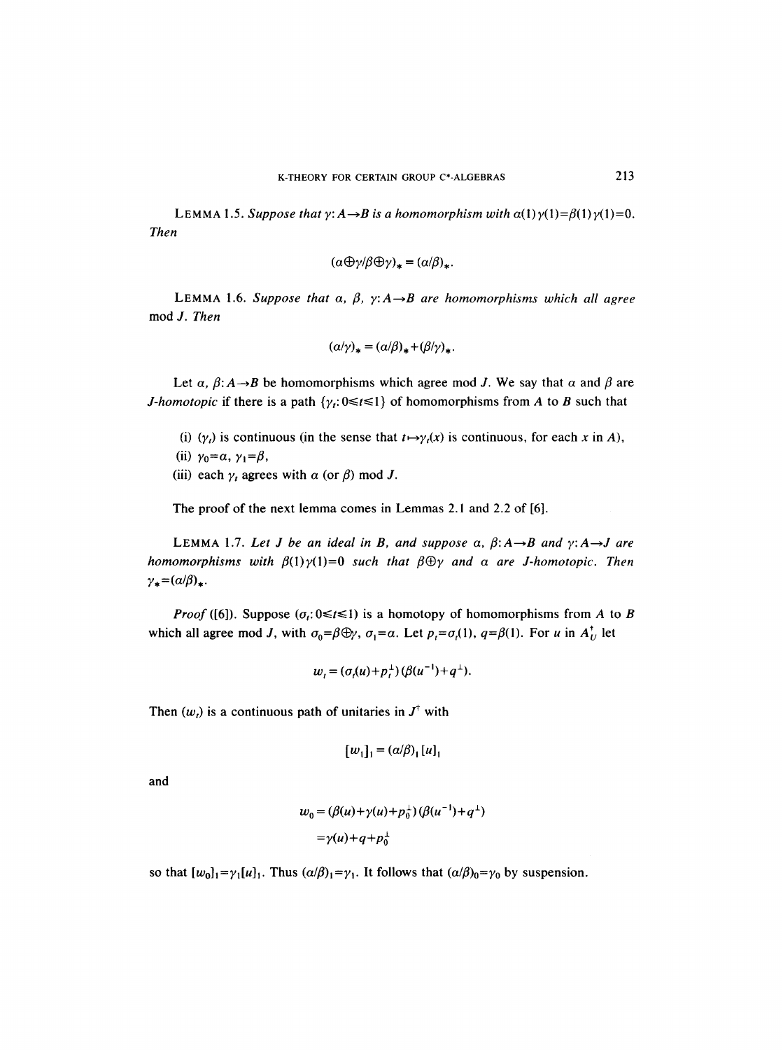**LEMMA 1.5.** *Suppose that $\gamma: A \to B$ is a homomorphism with $\alpha(1)\gamma(1) = \beta(1)\gamma(1) = 0$. Then*

$$(\alpha \oplus \gamma / \beta \oplus \gamma)_* = (\alpha/\beta)_*.$$

**LEMMA 1.6.** *Suppose that $\alpha$, $\beta$, $\gamma: A \to B$ are homomorphisms which all agree mod $J$. Then*

$$(\alpha/\gamma)_* = (\alpha/\beta)_* + (\beta/\gamma)_*.$$

Let $\alpha$, $\beta: A \to B$ be homomorphisms which agree mod $J$. We say that $\alpha$ and $\beta$ are *$J$-homotopic* if there is a path $\{\gamma_t : 0 \leq t \leq 1\}$ of homomorphisms from $A$ to $B$ such that

(i) $(\gamma_t)$ is continuous (in the sense that $t \mapsto \gamma_t(x)$ is continuous, for each $x$ in $A$),

(ii) $\gamma_0 = \alpha$, $\gamma_1 = \beta$,

(iii) each $\gamma_t$ agrees with $\alpha$ (or $\beta$) mod $J$.

The proof of the next lemma comes in Lemmas 2.1 and 2.2 of [6].

**LEMMA 1.7.** *Let $J$ be an ideal in $B$, and suppose $\alpha$, $\beta: A \to B$ and $\gamma: A \to J$ are homomorphisms with $\beta(1)\gamma(1) = 0$ such that $\beta \oplus \gamma$ and $\alpha$ are $J$-homotopic. Then $\gamma_* = (\alpha/\beta)_*$.*

*Proof* ([6]). Suppose $(\sigma_t : 0 \leq t \leq 1)$ is a homotopy of homomorphisms from $A$ to $B$ which all agree mod $J$, with $\sigma_0 = \beta \oplus \gamma$, $\sigma_1 = \alpha$. Let $p_t = \sigma_t(1)$, $q = \beta(1)$. For $u$ in $A_U^\dagger$ let

$$w_t = (\sigma_t(u) + p_t^\perp)(\beta(u^{-1}) + q^\perp).$$

Then $(w_t)$ is a continuous path of unitaries in $J^\dagger$ with

$$[w_1]_1 = (\alpha/\beta)_1 [u]_1$$

and

$$\begin{aligned} w_0 &= (\beta(u) + \gamma(u) + p_0^\perp)(\beta(u^{-1}) + q^\perp) \\ &= \gamma(u) + q + p_0^\perp \end{aligned}$$

so that $[w_0]_1 = \gamma_1 [u]_1$. Thus $(\alpha/\beta)_1 = \gamma_1$. It follows that $(\alpha/\beta)_0 = \gamma_0$ by suspension.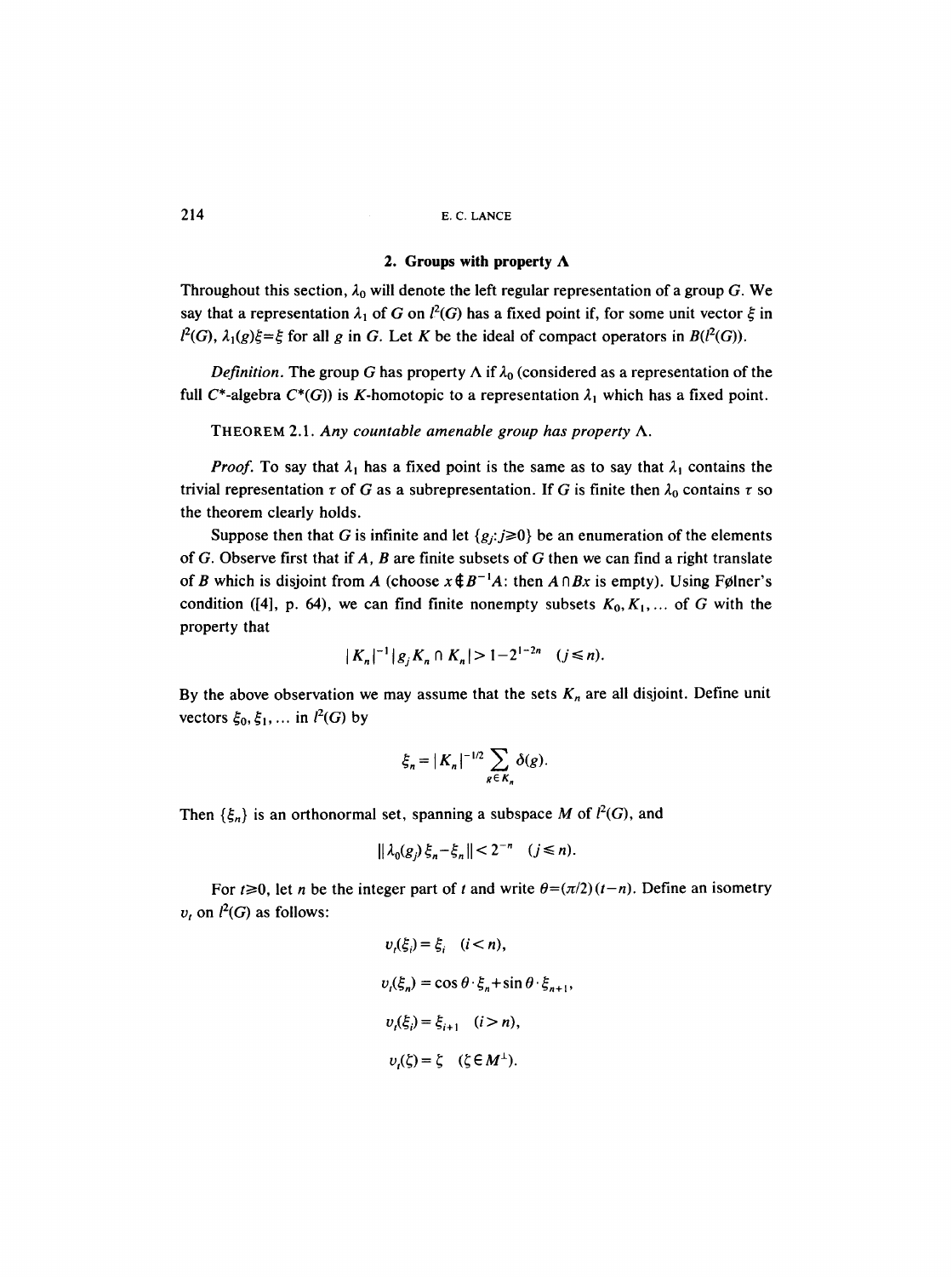## 2. Groups with property Λ

Throughout this section, $\lambda_0$ will denote the left regular representation of a group $G$. We say that a representation $\lambda_1$ of $G$ on $l^2(G)$ has a fixed point if, for some unit vector $\xi$ in $l^2(G)$, $\lambda_1(g)\xi=\xi$ for all $g$ in $G$. Let $K$ be the ideal of compact operators in $B(l^2(G))$.

*Definition.* The group $G$ has property Λ if $\lambda_0$ (considered as a representation of the full $C^*$-algebra $C^*(G)$) is $K$-homotopic to a representation $\lambda_1$ which has a fixed point.

THEOREM 2.1. *Any countable amenable group has property* Λ.

*Proof.* To say that $\lambda_1$ has a fixed point is the same as to say that $\lambda_1$ contains the trivial representation $\tau$ of $G$ as a subrepresentation. If $G$ is finite then $\lambda_0$ contains $\tau$ so the theorem clearly holds.

Suppose then that $G$ is infinite and let $\{g_j: j\geq 0\}$ be an enumeration of the elements of $G$. Observe first that if $A$, $B$ are finite subsets of $G$ then we can find a right translate of $B$ which is disjoint from $A$ (choose $x\notin B^{-1}A$: then $A\cap Bx$ is empty). Using Følner's condition ([4], p. 64), we can find finite nonempty subsets $K_0, K_1, \ldots$ of $G$ with the property that

$$|K_n|^{-1}|g_jK_n\cap K_n|>1-2^{1-2n}\quad (j\leq n).$$

By the above observation we may assume that the sets $K_n$ are all disjoint. Define unit vectors $\xi_0, \xi_1, \ldots$ in $l^2(G)$ by

$$\xi_n=|K_n|^{-1/2}\sum_{g\in K_n}\delta(g).$$

Then $\{\xi_n\}$ is an orthonormal set, spanning a subspace $M$ of $l^2(G)$, and

$$\|\lambda_0(g_j)\xi_n-\xi_n\|<2^{-n}\quad (j\leq n).$$

For $t\geq 0$, let $n$ be the integer part of $t$ and write $\theta=(\pi/2)(t-n)$. Define an isometry $v_t$ on $l^2(G)$ as follows:

$$v_t(\xi_i)=\xi_i\quad (i<n),$$

$$v_t(\xi_n)=\cos\theta\cdot\xi_n+\sin\theta\cdot\xi_{n+1},$$

$$v_t(\xi_i)=\xi_{i+1}\quad (i>n),$$

$$v_t(\zeta)=\zeta\quad (\zeta\in M^{\perp}).$$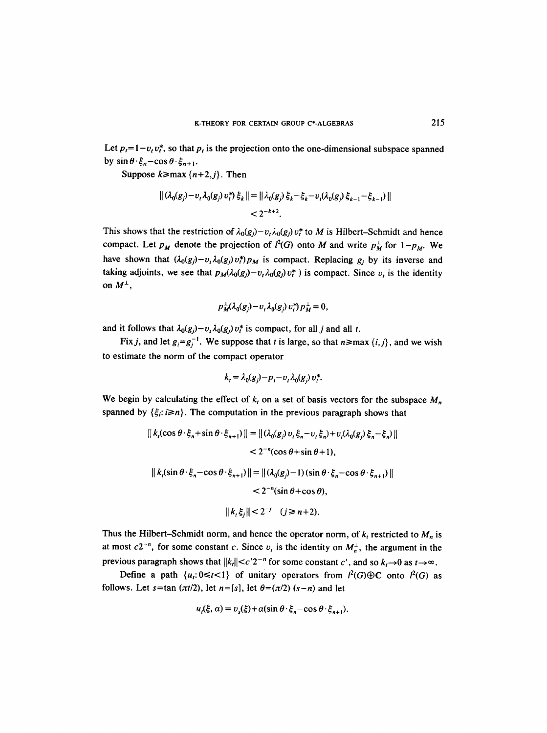Let $p_t = 1 - v_t v_t^*$, so that $p_t$ is the projection onto the one-dimensional subspace spanned by $\sin\theta \cdot \xi_n - \cos\theta \cdot \xi_{n+1}$.

Suppose $k \geq \max\{n+2, j\}$. Then

$$\|(\lambda_0(g_j) - v_t \lambda_0(g_j) v_t^*)\,\xi_k\| = \|\lambda_0(g_j)\,\xi_k - \xi_k - v_t(\lambda_0(g_j)\,\xi_{k-1} - \xi_{k-1})\|$$
$$< 2^{-k+2}.$$

This shows that the restriction of $\lambda_0(g_j) - v_t \lambda_0(g_j) v_t^*$ to $M$ is Hilbert–Schmidt and hence compact. Let $p_M$ denote the projection of $l^2(G)$ onto $M$ and write $p_M^\perp$ for $1 - p_M$. We have shown that $(\lambda_0(g_j) - v_t \lambda_0(g_j) v_t^*) p_M$ is compact. Replacing $g_j$ by its inverse and taking adjoints, we see that $p_M(\lambda_0(g_j) - v_t \lambda_0(g_j) v_t^*)$ is compact. Since $v_t$ is the identity on $M^\perp$,

$$p_M^\perp(\lambda_0(g_j) - v_t \lambda_0(g_j) v_t^*) p_M^\perp = 0,$$

and it follows that $\lambda_0(g_j) - v_t \lambda_0(g_j) v_t^*$ is compact, for all $j$ and all $t$.

Fix $j$, and let $g_i = g_j^{-1}$. We suppose that $t$ is large, so that $n \geq \max\{i, j\}$, and we wish to estimate the norm of the compact operator

$$k_t = \lambda_0(g_j) - p_t - v_t \lambda_0(g_j) v_t^*.$$

We begin by calculating the effect of $k_t$ on a set of basis vectors for the subspace $M_n$ spanned by $\{\xi_i : i \geq n\}$. The computation in the previous paragraph shows that

$$\|k_t(\cos\theta \cdot \xi_n + \sin\theta \cdot \xi_{n+1})\| = \|(\lambda_0(g_j)\, v_t\, \xi_n - v_t\, \xi_n) + v_t(\lambda_0(g_j)\,\xi_n - \xi_n)\|$$
$$< 2^{-n}(\cos\theta + \sin\theta + 1),$$

$$\|k_t(\sin\theta \cdot \xi_n - \cos\theta \cdot \xi_{n+1})\| = \|(\lambda_0(g_j) - 1)(\sin\theta \cdot \xi_n - \cos\theta \cdot \xi_{n+1})\|$$
$$< 2^{-n}(\sin\theta + \cos\theta),$$

$$\|k_t \xi_j\| < 2^{-j} \quad (j \geq n+2).$$

Thus the Hilbert–Schmidt norm, and hence the operator norm, of $k_t$ restricted to $M_n$ is at most $c2^{-n}$, for some constant $c$. Since $v_t$ is the identity on $M_n^\perp$, the argument in the previous paragraph shows that $\|k_t\| < c' 2^{-n}$ for some constant $c'$, and so $k_t \to 0$ as $t \to \infty$.

Define a path $\{u_t : 0 \leq t < 1\}$ of unitary operators from $l^2(G) \oplus \mathbf{C}$ onto $l^2(G)$ as follows. Let $s = \tan(\pi t/2)$, let $n = [s]$, let $\theta = (\pi/2)(s - n)$ and let

$$u_t(\xi, \alpha) = v_s(\xi) + \alpha(\sin\theta \cdot \xi_n - \cos\theta \cdot \xi_{n+1}).$$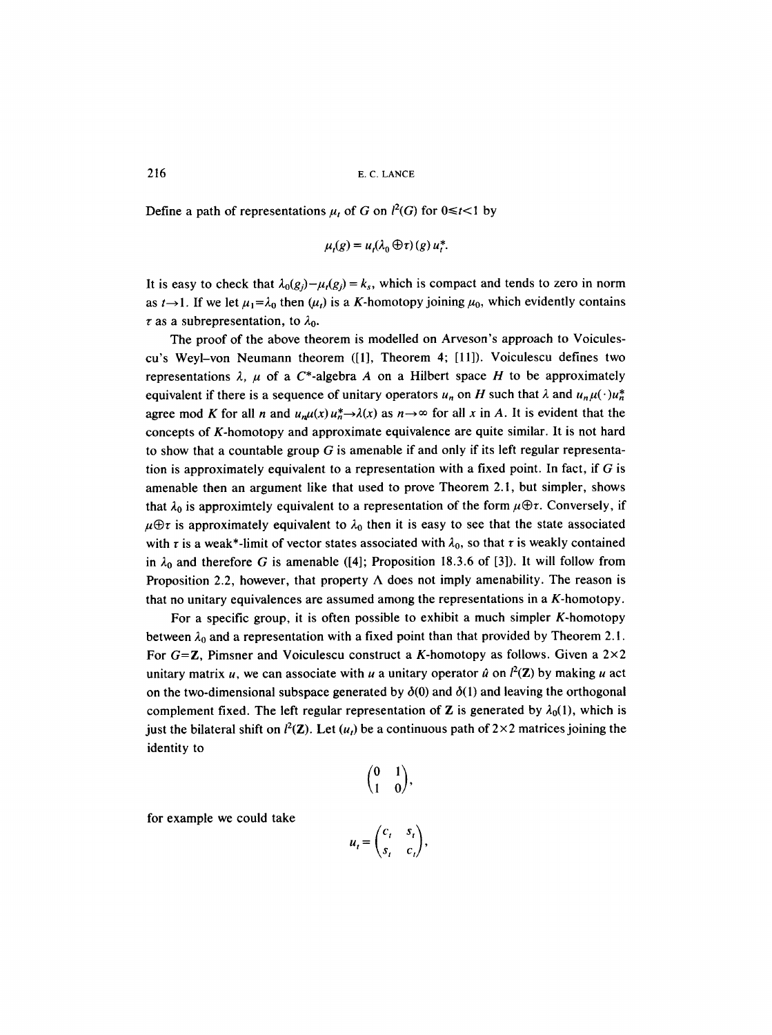Define a path of representations $\mu_t$ of $G$ on $l^2(G)$ for $0 \leq t < 1$ by

$$\mu_t(g) = u_t(\lambda_0 \oplus \tau)(g) u_t^*.$$

It is easy to check that $\lambda_0(g_j) - \mu_t(g_j) = k_s$, which is compact and tends to zero in norm as $t \to 1$. If we let $\mu_1 = \lambda_0$ then $(\mu_t)$ is a $K$-homotopy joining $\mu_0$, which evidently contains $\tau$ as a subrepresentation, to $\lambda_0$.

The proof of the above theorem is modelled on Arveson's approach to Voiculescu's Weyl–von Neumann theorem ([1], Theorem 4; [11]). Voiculescu defines two representations $\lambda$, $\mu$ of a $C^*$-algebra $A$ on a Hilbert space $H$ to be approximately equivalent if there is a sequence of unitary operators $u_n$ on $H$ such that $\lambda$ and $u_n \mu(\cdot) u_n^*$ agree mod $K$ for all $n$ and $u_n \mu(x) u_n^* \to \lambda(x)$ as $n \to \infty$ for all $x$ in $A$. It is evident that the concepts of $K$-homotopy and approximate equivalence are quite similar. It is not hard to show that a countable group $G$ is amenable if and only if its left regular representation is approximately equivalent to a representation with a fixed point. In fact, if $G$ is amenable then an argument like that used to prove Theorem 2.1, but simpler, shows that $\lambda_0$ is approximtely equivalent to a representation of the form $\mu \oplus \tau$. Conversely, if $\mu \oplus \tau$ is approximately equivalent to $\lambda_0$ then it is easy to see that the state associated with $\tau$ is a weak*-limit of vector states associated with $\lambda_0$, so that $\tau$ is weakly contained in $\lambda_0$ and therefore $G$ is amenable ([4]; Proposition 18.3.6 of [3]). It will follow from Proposition 2.2, however, that property $\Lambda$ does not imply amenability. The reason is that no unitary equivalences are assumed among the representations in a $K$-homotopy.

For a specific group, it is often possible to exhibit a much simpler $K$-homotopy between $\lambda_0$ and a representation with a fixed point than that provided by Theorem 2.1. For $G = \mathbf{Z}$, Pimsner and Voiculescu construct a $K$-homotopy as follows. Given a $2 \times 2$ unitary matrix $u$, we can associate with $u$ a unitary operator $\hat{u}$ on $l^2(\mathbf{Z})$ by making $u$ act on the two-dimensional subspace generated by $\delta(0)$ and $\delta(1)$ and leaving the orthogonal complement fixed. The left regular representation of $\mathbf{Z}$ is generated by $\lambda_0(1)$, which is just the bilateral shift on $l^2(\mathbf{Z})$. Let $(u_t)$ be a continuous path of $2 \times 2$ matrices joining the identity to

$$\begin{pmatrix} 0 & 1 \\ 1 & 0 \end{pmatrix},$$

for example we could take

$$u_t = \begin{pmatrix} c_t & s_t \\ s_t & c_t \end{pmatrix},$$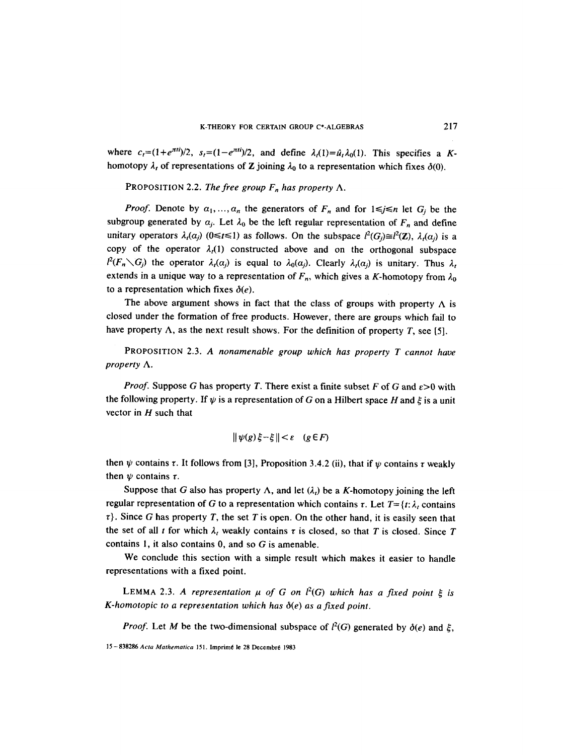where $c_t=(1+e^{\pi ti})/2$, $s_t=(1-e^{\pi ti})/2$, and define $\lambda_t(1)=\hat{u}_t\lambda_0(1)$. This specifies a $K$-homotopy $\lambda_t$ of representations of $\mathbf{Z}$ joining $\lambda_0$ to a representation which fixes $\delta(0)$.

PROPOSITION 2.2. *The free group $F_n$ has property $\Lambda$.*

*Proof.* Denote by $a_1, \ldots, a_n$ the generators of $F_n$ and for $1 \leq j \leq n$ let $G_j$ be the subgroup generated by $a_j$. Let $\lambda_0$ be the left regular representation of $F_n$ and define unitary operators $\lambda_t(a_j)$ $(0 \leq t \leq 1)$ as follows. On the subspace $l^2(G_j) \cong l^2(\mathbf{Z})$, $\lambda_t(a_j)$ is a copy of the operator $\lambda_t(1)$ constructed above and on the orthogonal subspace $l^2(F_n \setminus G_j)$ the operator $\lambda_t(a_j)$ is equal to $\lambda_0(a_j)$. Clearly $\lambda_t(a_j)$ is unitary. Thus $\lambda_t$ extends in a unique way to a representation of $F_n$, which gives a $K$-homotopy from $\lambda_0$ to a representation which fixes $\delta(e)$.

The above argument shows in fact that the class of groups with property $\Lambda$ is closed under the formation of free products. However, there are groups which fail to have property $\Lambda$, as the next result shows. For the definition of property $T$, see [5].

PROPOSITION 2.3. *A nonamenable group which has property $T$ cannot have property $\Lambda$.*

*Proof.* Suppose $G$ has property $T$. There exist a finite subset $F$ of $G$ and $\varepsilon>0$ with the following property. If $\psi$ is a representation of $G$ on a Hilbert space $H$ and $\xi$ is a unit vector in $H$ such that

$$\|\psi(g)\xi - \xi\| < \varepsilon \quad (g \in F)$$

then $\psi$ contains $\tau$. It follows from [3], Proposition 3.4.2 (ii), that if $\psi$ contains $\tau$ weakly then $\psi$ contains $\tau$.

Suppose that $G$ also has property $\Lambda$, and let $(\lambda_t)$ be a $K$-homotopy joining the left regular representation of $G$ to a representation which contains $\tau$. Let $T=\{t: \lambda_t \text{ contains } \tau\}$. Since $G$ has property $T$, the set $T$ is open. On the other hand, it is easily seen that the set of all $t$ for which $\lambda_t$ weakly contains $\tau$ is closed, so that $T$ is closed. Since $T$ contains 1, it also contains 0, and so $G$ is amenable.

We conclude this section with a simple result which makes it easier to handle representations with a fixed point.

LEMMA 2.3. *A representation $\mu$ of $G$ on $l^2(G)$ which has a fixed point $\xi$ is $K$-homotopic to a representation which has $\delta(e)$ as a fixed point.*

*Proof.* Let $M$ be the two-dimensional subspace of $l^2(G)$ generated by $\delta(e)$ and $\xi$,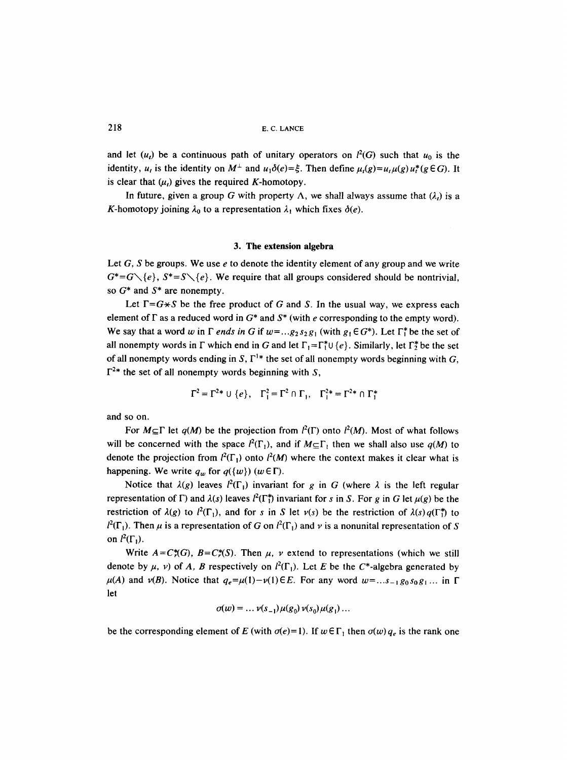and let $(u_t)$ be a continuous path of unitary operators on $l^2(G)$ such that $u_0$ is the identity, $u_t$ is the identity on $M^\perp$ and $u_1\delta(e)=\xi$. Then define $\mu_t(g)=u_t\mu(g)u_t^*(g\in G)$. It is clear that $(\mu_t)$ gives the required $K$-homotopy.

In future, given a group $G$ with property $\Lambda$, we shall always assume that $(\lambda_t)$ is a $K$-homotopy joining $\lambda_0$ to a representation $\lambda_1$ which fixes $\delta(e)$.

## 3. The extension algebra

Let $G$, $S$ be groups. We use $e$ to denote the identity element of any group and we write $G^*=G\setminus\{e\}$, $S^*=S\setminus\{e\}$. We require that all groups considered should be nontrivial, so $G^*$ and $S^*$ are nonempty.

Let $\Gamma=G*S$ be the free product of $G$ and $S$. In the usual way, we express each element of $\Gamma$ as a reduced word in $G^*$ and $S^*$ (with $e$ corresponding to the empty word). We say that a word $w$ in $\Gamma$ *ends in* $G$ if $w=\ldots g_2s_2g_1$ (with $g_1\in G^*$). Let $\Gamma_1^*$ be the set of all nonempty words in $\Gamma$ which end in $G$ and let $\Gamma_1=\Gamma_1^*\cup\{e\}$. Similarly, let $\Gamma_2^*$ be the set of all nonempty words ending in $S$, $\Gamma^{1*}$ the set of all nonempty words beginning with $G$, $\Gamma^{2*}$ the set of all nonempty words beginning with $S$,

$$\Gamma^2=\Gamma^{2*}\cup\{e\},\quad \Gamma_1^2=\Gamma^2\cap\Gamma_1,\quad \Gamma_1^{2*}=\Gamma^{2*}\cap\Gamma_1^*$$

and so on.

For $M\subseteq\Gamma$ let $q(M)$ be the projection from $l^2(\Gamma)$ onto $l^2(M)$. Most of what follows will be concerned with the space $l^2(\Gamma_1)$, and if $M\subseteq\Gamma_1$ then we shall also use $q(M)$ to denote the projection from $l^2(\Gamma_1)$ onto $l^2(M)$ where the context makes it clear what is happening. We write $q_w$ for $q(\{w\})$ $(w\in\Gamma)$.

Notice that $\lambda(g)$ leaves $l^2(\Gamma_1)$ invariant for $g$ in $G$ (where $\lambda$ is the left regular representation of $\Gamma$) and $\lambda(s)$ leaves $l^2(\Gamma_1^*)$ invariant for $s$ in $S$. For $g$ in $G$ let $\mu(g)$ be the restriction of $\lambda(g)$ to $l^2(\Gamma_1)$, and for $s$ in $S$ let $\nu(s)$ be the restriction of $\lambda(s)q(\Gamma_1^*)$ to $l^2(\Gamma_1)$. Then $\mu$ is a representation of $G$ on $l^2(\Gamma_1)$ and $\nu$ is a nonunital representation of $S$ on $l^2(\Gamma_1)$.

Write $A=C_r^*(G)$, $B=C_r^*(S)$. Then $\mu$, $\nu$ extend to representations (which we still denote by $\mu$, $\nu$) of $A$, $B$ respectively on $l^2(\Gamma_1)$. Let $E$ be the $C^*$-algebra generated by $\mu(A)$ and $\nu(B)$. Notice that $q_e=\mu(1)-\nu(1)\in E$. For any word $w=\ldots s_{-1}g_0s_0g_1\ldots$ in $\Gamma$ let

$$\sigma(w)=\ldots\nu(s_{-1})\mu(g_0)\nu(s_0)\mu(g_1)\ldots$$

be the corresponding element of $E$ (with $\sigma(e)=1$). If $w\in\Gamma_1$ then $\sigma(w)q_e$ is the rank one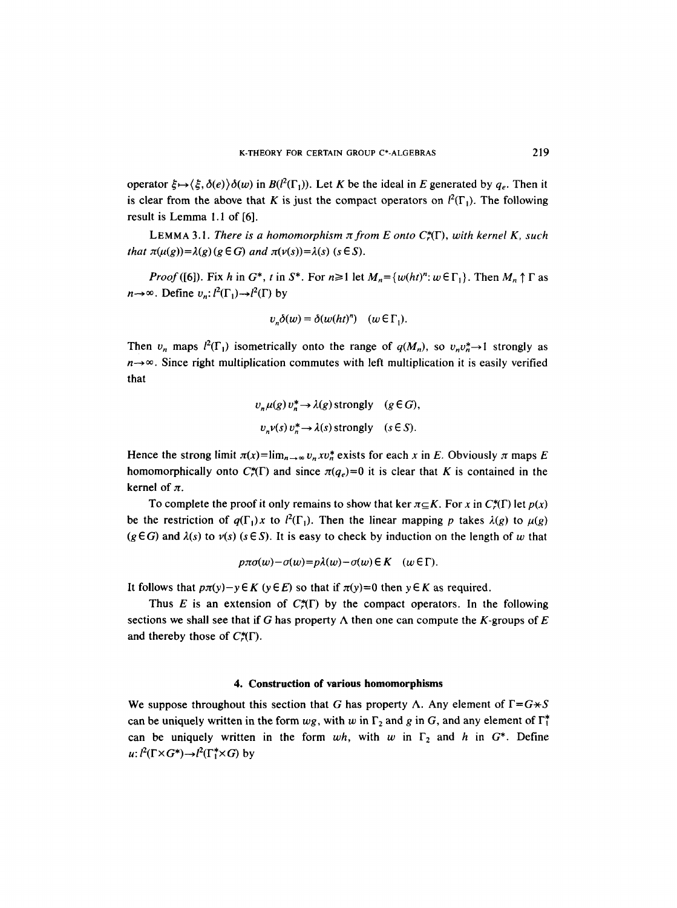operator $\xi \mapsto \langle \xi, \delta(e) \rangle \delta(w)$ in $B(l^2(\Gamma_1))$. Let $K$ be the ideal in $E$ generated by $q_e$. Then it is clear from the above that $K$ is just the compact operators on $l^2(\Gamma_1)$. The following result is Lemma 1.1 of [6].

LEMMA 3.1. *There is a homomorphism $\pi$ from $E$ onto $C^*_r(\Gamma)$, with kernel $K$, such that $\pi(\mu(g)) = \lambda(g)$ $(g \in G)$ and $\pi(\nu(s)) = \lambda(s)$ $(s \in S)$.*

*Proof* ([6]). Fix $h$ in $G^*$, $t$ in $S^*$. For $n \geq 1$ let $M_n = \{w(ht)^n : w \in \Gamma_1\}$. Then $M_n \uparrow \Gamma$ as $n \to \infty$. Define $v_n : l^2(\Gamma_1) \to l^2(\Gamma)$ by

$$v_n \delta(w) = \delta(w(ht)^n) \quad (w \in \Gamma_1).$$

Then $v_n$ maps $l^2(\Gamma_1)$ isometrically onto the range of $q(M_n)$, so $v_n v_n^* \to 1$ strongly as $n \to \infty$. Since right multiplication commutes with left multiplication it is easily verified that

$$v_n \mu(g) v_n^* \to \lambda(g) \text{ strongly} \quad (g \in G),$$

$$v_n \nu(s) v_n^* \to \lambda(s) \text{ strongly} \quad (s \in S).$$

Hence the strong limit $\pi(x) = \lim_{n \to \infty} v_n x v_n^*$ exists for each $x$ in $E$. Obviously $\pi$ maps $E$ homomorphically onto $C^*_r(\Gamma)$ and since $\pi(q_e) = 0$ it is clear that $K$ is contained in the kernel of $\pi$.

To complete the proof it only remains to show that $\ker \pi \subseteq K$. For $x$ in $C^*_r(\Gamma)$ let $p(x)$ be the restriction of $q(\Gamma_1)x$ to $l^2(\Gamma_1)$. Then the linear mapping $p$ takes $\lambda(g)$ to $\mu(g)$ $(g \in G)$ and $\lambda(s)$ to $\nu(s)$ $(s \in S)$. It is easy to check by induction on the length of $w$ that

$$p\pi\sigma(w) - \sigma(w) = p\lambda(w) - \sigma(w) \in K \quad (w \in \Gamma).$$

It follows that $p\pi(y) - y \in K$ $(y \in E)$ so that if $\pi(y) = 0$ then $y \in K$ as required.

Thus $E$ is an extension of $C^*_r(\Gamma)$ by the compact operators. In the following sections we shall see that if $G$ has property $\Lambda$ then one can compute the $K$-groups of $E$ and thereby those of $C^*_r(\Gamma)$.

## 4. Construction of various homomorphisms

We suppose throughout this section that $G$ has property $\Lambda$. Any element of $\Gamma = G * S$ can be uniquely written in the form $wg$, with $w$ in $\Gamma_2$ and $g$ in $G$, and any element of $\Gamma_1^*$ can be uniquely written in the form $wh$, with $w$ in $\Gamma_2$ and $h$ in $G^*$. Define $u : l^2(\Gamma \times G^*) \to l^2(\Gamma_1^* \times G)$ by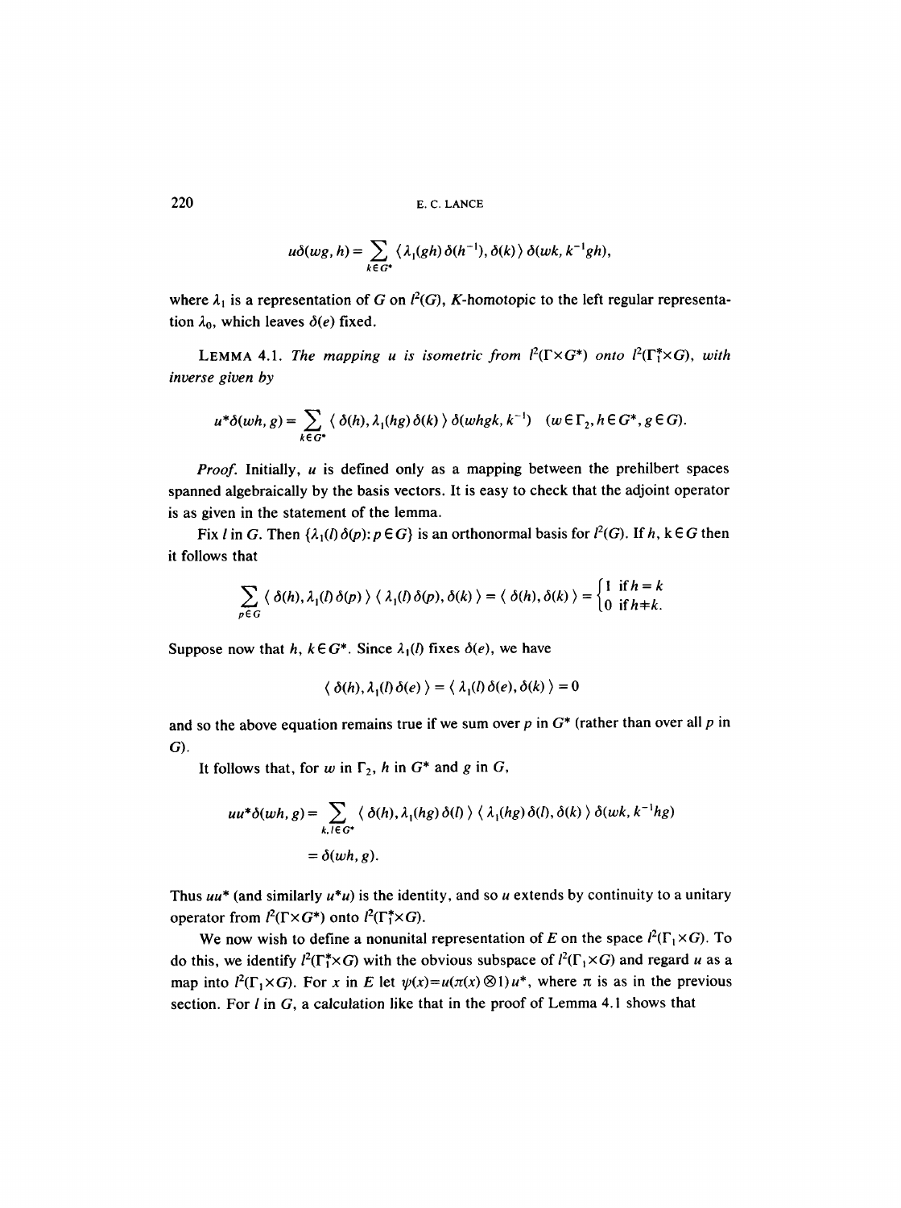$$u\delta(wg, h) = \sum_{k \in G^*} \langle \lambda_1(gh)\delta(h^{-1}), \delta(k) \rangle \, \delta(wk, k^{-1}gh),$$

where $\lambda_1$ is a representation of $G$ on $l^2(G)$, $K$-homotopic to the left regular representation $\lambda_0$, which leaves $\delta(e)$ fixed.

LEMMA 4.1. *The mapping $u$ is isometric from $l^2(\Gamma \times G^*)$ onto $l^2(\Gamma_1^* \times G)$, with inverse given by*

$$u^*\delta(wh, g) = \sum_{k \in G^*} \langle \delta(h), \lambda_1(hg)\delta(k) \rangle \, \delta(whgk, k^{-1}) \quad (w \in \Gamma_2, h \in G^*, g \in G).$$

*Proof.* Initially, $u$ is defined only as a mapping between the prehilbert spaces spanned algebraically by the basis vectors. It is easy to check that the adjoint operator is as given in the statement of the lemma.

Fix $l$ in $G$. Then $\{\lambda_1(l)\delta(p) : p \in G\}$ is an orthonormal basis for $l^2(G)$. If $h$, $k \in G$ then it follows that

$$\sum_{p \in G} \langle \delta(h), \lambda_1(l)\delta(p) \rangle \langle \lambda_1(l)\delta(p), \delta(k) \rangle = \langle \delta(h), \delta(k) \rangle = \begin{cases} 1 & \text{if } h = k \\ 0 & \text{if } h \neq k. \end{cases}$$

Suppose now that $h$, $k \in G^*$. Since $\lambda_1(l)$ fixes $\delta(e)$, we have

$$\langle \delta(h), \lambda_1(l)\delta(e) \rangle = \langle \lambda_1(l)\delta(e), \delta(k) \rangle = 0$$

and so the above equation remains true if we sum over $p$ in $G^*$ (rather than over all $p$ in $G$).

It follows that, for $w$ in $\Gamma_2$, $h$ in $G^*$ and $g$ in $G$,

$$\begin{aligned} uu^*\delta(wh, g) &= \sum_{k, l \in G^*} \langle \delta(h), \lambda_1(hg)\delta(l) \rangle \langle \lambda_1(hg)\delta(l), \delta(k) \rangle \, \delta(wk, k^{-1}hg) \\ &= \delta(wh, g). \end{aligned}$$

Thus $uu^*$ (and similarly $u^*u$) is the identity, and so $u$ extends by continuity to a unitary operator from $l^2(\Gamma \times G^*)$ onto $l^2(\Gamma_1^* \times G)$.

We now wish to define a nonunital representation of $E$ on the space $l^2(\Gamma_1 \times G)$. To do this, we identify $l^2(\Gamma_1^* \times G)$ with the obvious subspace of $l^2(\Gamma_1 \times G)$ and regard $u$ as a map into $l^2(\Gamma_1 \times G)$. For $x$ in $E$ let $\psi(x) = u(\pi(x) \otimes 1)u^*$, where $\pi$ is as in the previous section. For $l$ in $G$, a calculation like that in the proof of Lemma 4.1 shows that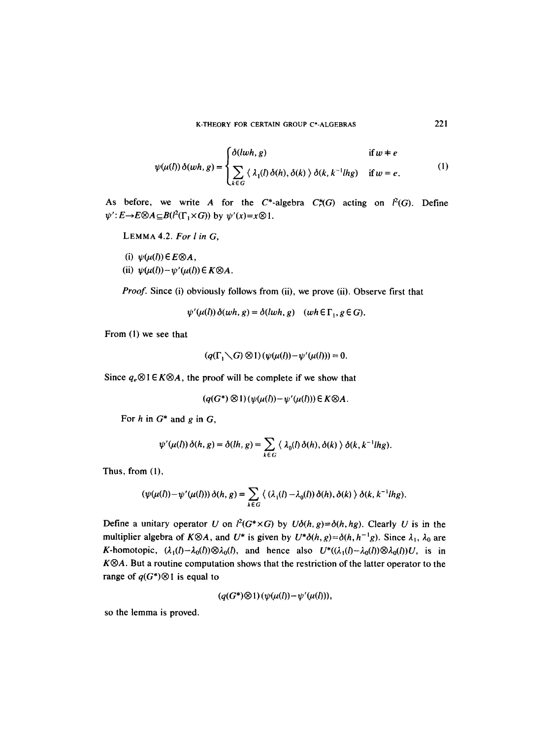$$\psi(\mu(l))\,\delta(wh, g) = \begin{cases} \delta(lwh, g) & \text{if } w \neq e \\ \sum_{k \in G} \langle \lambda_1(l)\,\delta(h), \delta(k) \rangle\, \delta(k, k^{-1}lhg) & \text{if } w = e. \end{cases} \tag{1}$$

As before, we write $A$ for the $C^*$-algebra $C_r^*(G)$ acting on $l^2(G)$. Define $\psi' : E \to E \otimes A \subseteq B(l^2(\Gamma_1 \times G))$ by $\psi'(x) = x \otimes 1$.

LEMMA 4.2. *For $l$ in $G$,*

(i) $\psi(\mu(l)) \in E \otimes A$,

(ii) $\psi(\mu(l)) - \psi'(\mu(l)) \in K \otimes A$.

*Proof.* Since (i) obviously follows from (ii), we prove (ii). Observe first that

$$\psi'(\mu(l))\,\delta(wh, g) = \delta(lwh, g) \quad (wh \in \Gamma_1, g \in G).$$

From (1) we see that

$$(q(\Gamma_1 \setminus G) \otimes 1)(\psi(\mu(l)) - \psi'(\mu(l))) = 0.$$

Since $q_e \otimes 1 \in K \otimes A$, the proof will be complete if we show that

$$(q(G^*) \otimes 1)(\psi(\mu(l)) - \psi'(\mu(l))) \in K \otimes A.$$

For $h$ in $G^*$ and $g$ in $G$,

$$\psi'(\mu(l))\,\delta(h, g) = \delta(lh, g) = \sum_{k \in G} \langle \lambda_0(l)\,\delta(h), \delta(k) \rangle\, \delta(k, k^{-1}lhg).$$

Thus, from (1),

$$(\psi(\mu(l)) - \psi'(\mu(l)))\,\delta(h, g) = \sum_{k \in G} \langle (\lambda_1(l) - \lambda_0(l))\,\delta(h), \delta(k) \rangle\, \delta(k, k^{-1}lhg).$$

Define a unitary operator $U$ on $l^2(G^* \times G)$ by $U\delta(h, g) = \delta(h, hg)$. Clearly $U$ is in the multiplier algebra of $K \otimes A$, and $U^*$ is given by $U^*\delta(h, g) = \delta(h, h^{-1}g)$. Since $\lambda_1$, $\lambda_0$ are $K$-homotopic, $(\lambda_1(l) - \lambda_0(l)) \otimes \lambda_0(l)$, and hence also $U^*((\lambda_1(l) - \lambda_0(l)) \otimes \lambda_0(l))U$, is in $K \otimes A$. But a routine computation shows that the restriction of the latter operator to the range of $q(G^*) \otimes 1$ is equal to

$$(q(G^*) \otimes 1)(\psi(\mu(l)) - \psi'(\mu(l))),$$

so the lemma is proved.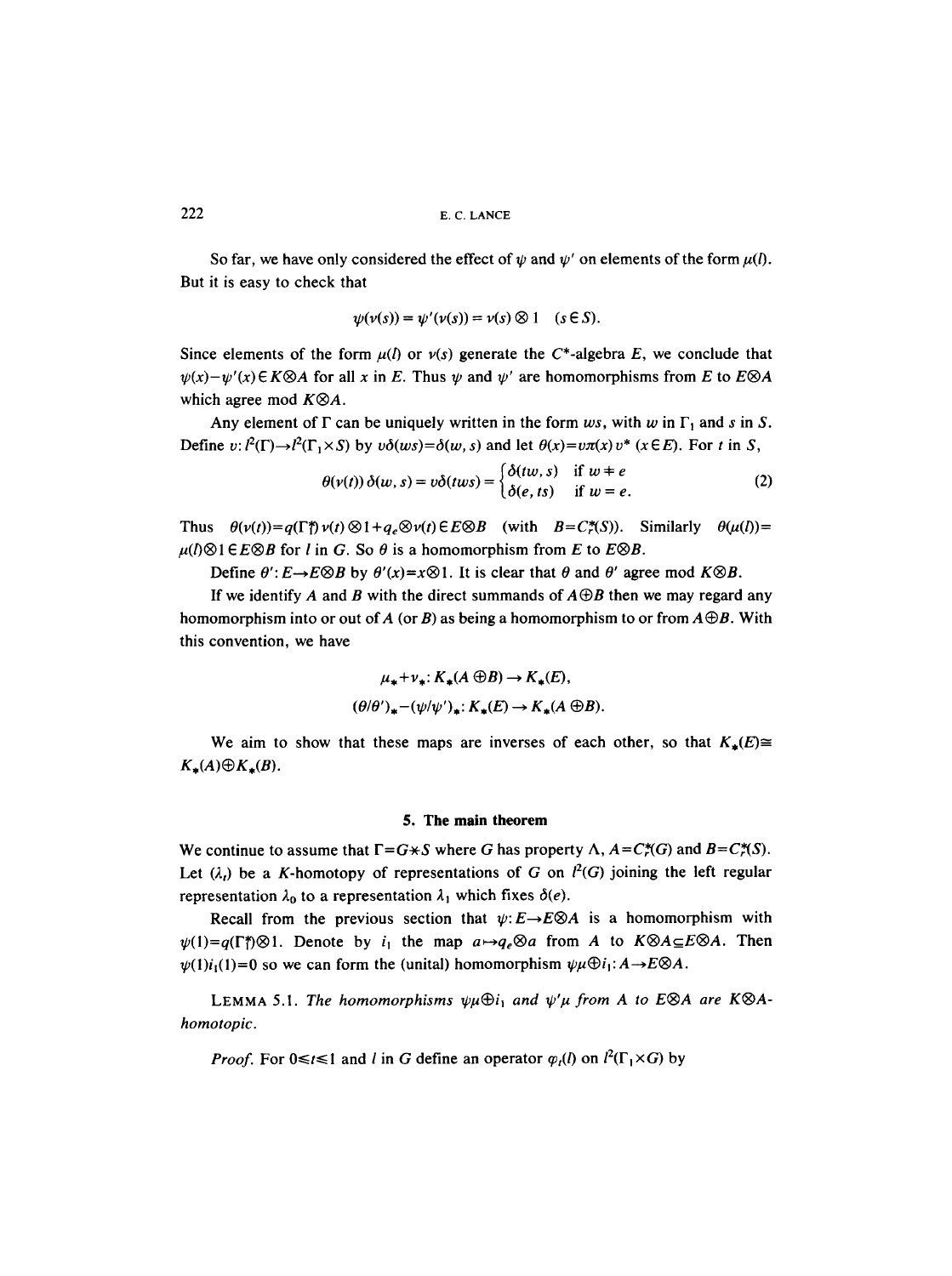So far, we have only considered the effect of $\psi$ and $\psi'$ on elements of the form $\mu(l)$. But it is easy to check that

$$\psi(\nu(s)) = \psi'(\nu(s)) = \nu(s) \otimes 1 \quad (s \in S).$$

Since elements of the form $\mu(l)$ or $\nu(s)$ generate the $C^*$-algebra $E$, we conclude that $\psi(x) - \psi'(x) \in K \otimes A$ for all $x$ in $E$. Thus $\psi$ and $\psi'$ are homomorphisms from $E$ to $E \otimes A$ which agree mod $K \otimes A$.

Any element of $\Gamma$ can be uniquely written in the form $ws$, with $w$ in $\Gamma_1$ and $s$ in $S$. Define $v: l^2(\Gamma) \to l^2(\Gamma_1 \times S)$ by $v\delta(ws) = \delta(w, s)$ and let $\theta(x) = v\pi(x)v^*$ $(x \in E)$. For $t$ in $S$,

$$\theta(\nu(t))\,\delta(w, s) = v\delta(tws) = \begin{cases} \delta(tw, s) & \text{if } w \neq e \\ \delta(e, ts) & \text{if } w = e. \end{cases} \tag{2}$$

Thus $\theta(\nu(t)) = q(\Gamma_1^\dagger)\nu(t) \otimes 1 + q_e \otimes \nu(t) \in E \otimes B$ (with $B = C_r^*(S)$). Similarly $\theta(\mu(l)) = \mu(l) \otimes 1 \in E \otimes B$ for $l$ in $G$. So $\theta$ is a homomorphism from $E$ to $E \otimes B$.

Define $\theta': E \to E \otimes B$ by $\theta'(x) = x \otimes 1$. It is clear that $\theta$ and $\theta'$ agree mod $K \otimes B$.

If we identify $A$ and $B$ with the direct summands of $A \oplus B$ then we may regard any homomorphism into or out of $A$ (or $B$) as being a homomorphism to or from $A \oplus B$. With this convention, we have

$$\mu_* + \nu_*: K_*(A \oplus B) \to K_*(E),$$

$$(\theta/\theta')_* - (\psi/\psi')_*: K_*(E) \to K_*(A \oplus B).$$

We aim to show that these maps are inverses of each other, so that $K_*(E) \cong K_*(A) \oplus K_*(B)$.

## 5. The main theorem

We continue to assume that $\Gamma = G * S$ where $G$ has property $\Lambda$, $A = C_r^*(G)$ and $B = C_r^*(S)$. Let $(\lambda_t)$ be a $K$-homotopy of representations of $G$ on $l^2(G)$ joining the left regular representation $\lambda_0$ to a representation $\lambda_1$ which fixes $\delta(e)$.

Recall from the previous section that $\psi: E \to E \otimes A$ is a homomorphism with $\psi(1) = q(\Gamma_1^\dagger) \otimes 1$. Denote by $i_1$ the map $a \mapsto q_e \otimes a$ from $A$ to $K \otimes A \subseteq E \otimes A$. Then $\psi(1)i_1(1) = 0$ so we can form the (unital) homomorphism $\psi\mu \oplus i_1: A \to E \otimes A$.

LEMMA 5.1. *The homomorphisms $\psi\mu \oplus i_1$ and $\psi'\mu$ from $A$ to $E \otimes A$ are $K \otimes A$-homotopic.*

*Proof.* For $0 \leq t \leq 1$ and $l$ in $G$ define an operator $\varphi_t(l)$ on $l^2(\Gamma_1 \times G)$ by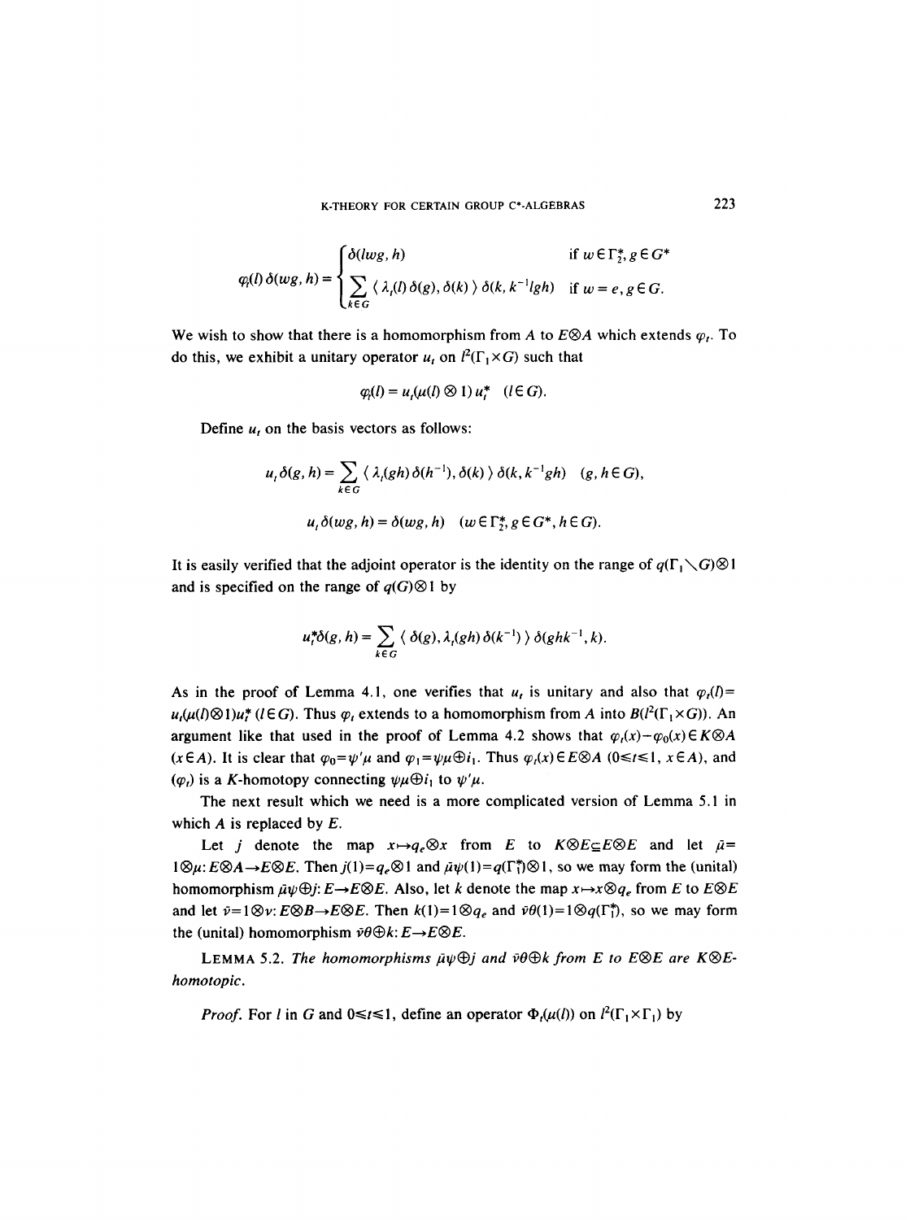$$\varphi_t(l)\,\delta(wg,h) = \begin{cases} \delta(lwg,h) & \text{if } w \in \Gamma_2^*, g \in G^* \\ \displaystyle\sum_{k\in G} \langle \lambda_t(l)\,\delta(g), \delta(k)\rangle\, \delta(k, k^{-1}lgh) & \text{if } w = e, g \in G. \end{cases}$$

We wish to show that there is a homomorphism from $A$ to $E\otimes A$ which extends $\varphi_t$. To do this, we exhibit a unitary operator $u_t$ on $l^2(\Gamma_1\times G)$ such that

$$\varphi_t(l) = u_t(\mu(l)\otimes 1)\,u_t^* \quad (l\in G).$$

Define $u_t$ on the basis vectors as follows:

$$u_t\,\delta(g,h) = \sum_{k\in G} \langle \lambda_t(gh)\,\delta(h^{-1}), \delta(k)\rangle\, \delta(k, k^{-1}gh) \quad (g,h\in G),$$

$$u_t\,\delta(wg,h) = \delta(wg,h) \quad (w\in\Gamma_2^*, g\in G^*, h\in G).$$

It is easily verified that the adjoint operator is the identity on the range of $q(\Gamma_1\diagdown G)\otimes 1$ and is specified on the range of $q(G)\otimes 1$ by

$$u_t^*\delta(g,h) = \sum_{k\in G} \langle \delta(g), \lambda_t(gh)\,\delta(k^{-1})\rangle\, \delta(ghk^{-1}, k).$$

As in the proof of Lemma 4.1, one verifies that $u_t$ is unitary and also that $\varphi_t(l) = u_t(\mu(l)\otimes 1)u_t^*$ $(l\in G)$. Thus $\varphi_t$ extends to a homomorphism from $A$ into $B(l^2(\Gamma_1\times G))$. An argument like that used in the proof of Lemma 4.2 shows that $\varphi_t(x)-\varphi_0(x)\in K\otimes A$ $(x\in A)$. It is clear that $\varphi_0=\psi'\mu$ and $\varphi_1=\psi\mu\oplus i_1$. Thus $\varphi_t(x)\in E\otimes A$ $(0\leq t\leq 1,\ x\in A)$, and $(\varphi_t)$ is a $K$-homotopy connecting $\psi\mu\oplus i_1$ to $\psi'\mu$.

The next result which we need is a more complicated version of Lemma 5.1 in which $A$ is replaced by $E$.

Let $j$ denote the map $x\mapsto q_e\otimes x$ from $E$ to $K\otimes E\subseteq E\otimes E$ and let $\bar{\mu} = 1\otimes\mu\colon E\otimes A\to E\otimes E$. Then $j(1)=q_e\otimes 1$ and $\bar{\mu}\psi(1)=q(\Gamma_1^*)\otimes 1$, so we may form the (unital) homomorphism $\bar{\mu}\psi\oplus j\colon E\to E\otimes E$. Also, let $k$ denote the map $x\mapsto x\otimes q_e$ from $E$ to $E\otimes E$ and let $\bar{\nu}=1\otimes\nu\colon E\otimes B\to E\otimes E$. Then $k(1)=1\otimes q_e$ and $\bar{\nu}\theta(1)=1\otimes q(\Gamma_1^*)$, so we may form the (unital) homomorphism $\bar{\nu}\theta\oplus k\colon E\to E\otimes E$.

**Lemma 5.2.** *The homomorphisms $\bar{\mu}\psi\oplus j$ and $\bar{\nu}\theta\oplus k$ from $E$ to $E\otimes E$ are $K\otimes E$-homotopic.*

*Proof.* For $l$ in $G$ and $0\leq t\leq 1$, define an operator $\Phi_t(\mu(l))$ on $l^2(\Gamma_1\times\Gamma_1)$ by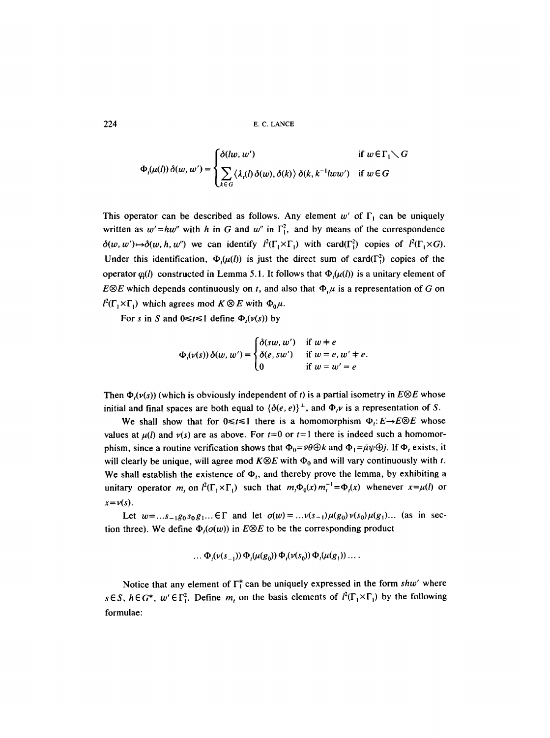$$\Phi_t(\mu(l))\,\delta(w,w') = \begin{cases} \delta(lw,w') & \text{if } w\in\Gamma_1\setminus G \\ \displaystyle\sum_{k\in G}\langle \lambda_t(l)\,\delta(w),\delta(k)\rangle\,\delta(k,k^{-1}lww') & \text{if } w\in G \end{cases}$$

This operator can be described as follows. Any element $w'$ of $\Gamma_1$ can be uniquely written as $w'=hw''$ with $h$ in $G$ and $w''$ in $\Gamma_1^2$, and by means of the correspondence $\delta(w,w')\mapsto\delta(w,h,w'')$ we can identify $l^2(\Gamma_1\times\Gamma_1)$ with card$(\Gamma_1^2)$ copies of $l^2(\Gamma_1\times G)$. Under this identification, $\Phi_t(\mu(l))$ is just the direct sum of card$(\Gamma_1^2)$ copies of the operator $\varphi_t(l)$ constructed in Lemma 5.1. It follows that $\Phi_t(\mu(l))$ is a unitary element of $E\otimes E$ which depends continuously on $t$, and also that $\Phi_t\mu$ is a representation of $G$ on $l^2(\Gamma_1\times\Gamma_1)$ which agrees mod $K\otimes E$ with $\Phi_0\mu$.

For $s$ in $S$ and $0\leqslant t\leqslant 1$ define $\Phi_t(\nu(s))$ by

$$\Phi_t(\nu(s))\,\delta(w,w') = \begin{cases} \delta(sw,w') & \text{if } w\neq e \\ \delta(e,sw') & \text{if } w=e,\ w'\neq e. \\ 0 & \text{if } w=w'=e \end{cases}$$

Then $\Phi_t(\nu(s))$ (which is obviously independent of $t$) is a partial isometry in $E\otimes E$ whose initial and final spaces are both equal to $\{\delta(e,e)\}^\perp$, and $\Phi_t\nu$ is a representation of $S$.

We shall show that for $0\leqslant t\leqslant 1$ there is a homomorphism $\Phi_t: E\to E\otimes E$ whose values at $\mu(l)$ and $\nu(s)$ are as above. For $t=0$ or $t=1$ there is indeed such a homomorphism, since a routine verification shows that $\Phi_0=\bar{\nu}\theta\oplus k$ and $\Phi_1=\bar{\mu}\psi\oplus j$. If $\Phi_t$ exists, it will clearly be unique, will agree mod $K\otimes E$ with $\Phi_0$ and will vary continuously with $t$. We shall establish the existence of $\Phi_t$, and thereby prove the lemma, by exhibiting a unitary operator $m_t$ on $l^2(\Gamma_1\times\Gamma_1)$ such that $m_t\Phi_0(x)m_t^{-1}=\Phi_t(x)$ whenever $x=\mu(l)$ or $x=\nu(s)$.

Let $w=\ldots s_{-1}g_0s_0g_1\ldots\in\Gamma$ and let $\sigma(w)=\ldots\nu(s_{-1})\mu(g_0)\nu(s_0)\mu(g_1)\ldots$ (as in section three). We define $\Phi_t(\sigma(w))$ in $E\otimes E$ to be the corresponding product

$$\ldots\Phi_t(\nu(s_{-1}))\,\Phi_t(\mu(g_0))\,\Phi_t(\nu(s_0))\,\Phi_t(\mu(g_1))\ldots.$$

Notice that any element of $\Gamma_1^*$ can be uniquely expressed in the form $shw'$ where $s\in S$, $h\in G^*$, $w'\in\Gamma_1^2$. Define $m_t$ on the basis elements of $l^2(\Gamma_1\times\Gamma_1)$ by the following formulae: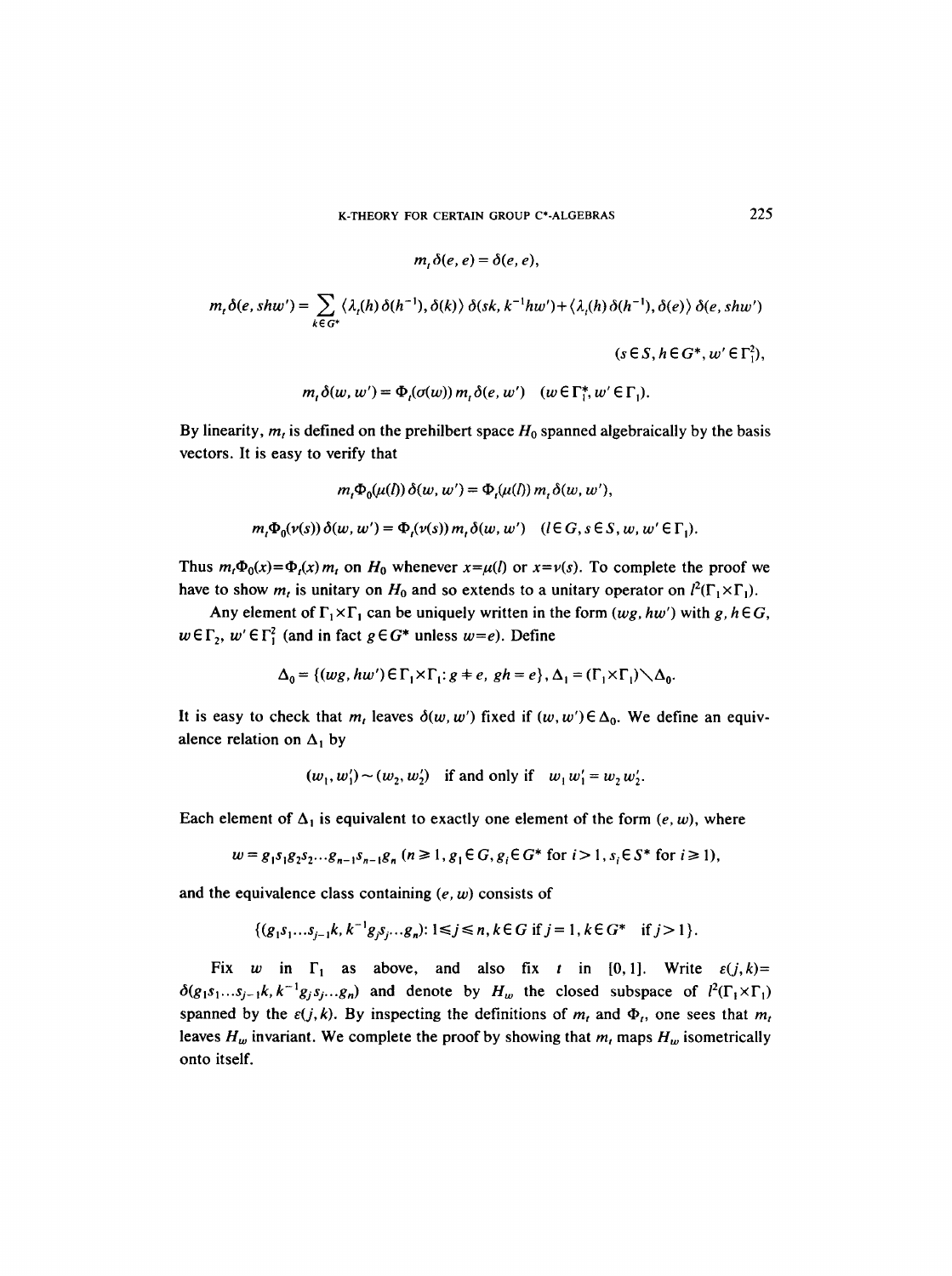$$m_t \delta(e, e) = \delta(e, e),$$

$$m_t \delta(e, shw') = \sum_{k \in G^*} \langle \lambda_t(h)\, \delta(h^{-1}), \delta(k) \rangle\, \delta(sk, k^{-1}hw') + \langle \lambda_t(h)\, \delta(h^{-1}), \delta(e) \rangle\, \delta(e, shw')$$

$$(s \in S, h \in G^*, w' \in \Gamma_1^2),$$

$$m_t \delta(w, w') = \Phi_t(\sigma(w))\, m_t \delta(e, w') \quad (w \in \Gamma_1^*, w' \in \Gamma_1).$$

By linearity, $m_t$ is defined on the prehilbert space $H_0$ spanned algebraically by the basis vectors. It is easy to verify that

$$m_t \Phi_0(\mu(l))\, \delta(w, w') = \Phi_t(\mu(l))\, m_t \delta(w, w'),$$

$$m_t \Phi_0(\nu(s))\, \delta(w, w') = \Phi_t(\nu(s))\, m_t \delta(w, w') \quad (l \in G, s \in S, w, w' \in \Gamma_1).$$

Thus $m_t \Phi_0(x) = \Phi_t(x)\, m_t$ on $H_0$ whenever $x = \mu(l)$ or $x = \nu(s)$. To complete the proof we have to show $m_t$ is unitary on $H_0$ and so extends to a unitary operator on $l^2(\Gamma_1 \times \Gamma_1)$.

Any element of $\Gamma_1 \times \Gamma_1$ can be uniquely written in the form $(wg, hw')$ with $g, h \in G$, $w \in \Gamma_2$, $w' \in \Gamma_1^2$ (and in fact $g \in G^*$ unless $w = e$). Define

$$\Delta_0 = \{(wg, hw') \in \Gamma_1 \times \Gamma_1 : g \neq e,\ gh = e\},\ \Delta_1 = (\Gamma_1 \times \Gamma_1) \setminus \Delta_0.$$

It is easy to check that $m_t$ leaves $\delta(w, w')$ fixed if $(w, w') \in \Delta_0$. We define an equivalence relation on $\Delta_1$ by

$$(w_1, w_1') \sim (w_2, w_2') \quad \text{if and only if} \quad w_1 w_1' = w_2 w_2'.$$

Each element of $\Delta_1$ is equivalent to exactly one element of the form $(e, w)$, where

$$w = g_1 s_1 g_2 s_2 \ldots g_{n-1} s_{n-1} g_n \ (n \geq 1, g_1 \in G, g_i \in G^* \text{ for } i > 1, s_i \in S^* \text{ for } i \geq 1),$$

and the equivalence class containing $(e, w)$ consists of

$$\{(g_1 s_1 \ldots s_{j-1} k, k^{-1} g_j s_j \ldots g_n) : 1 \leq j \leq n, k \in G \text{ if } j = 1, k \in G^* \quad \text{if } j > 1\}.$$

Fix $w$ in $\Gamma_1$ as above, and also fix $t$ in $[0, 1]$. Write $\varepsilon(j, k) = \delta(g_1 s_1 \ldots s_{j-1} k, k^{-1} g_j s_j \ldots g_n)$ and denote by $H_w$ the closed subspace of $l^2(\Gamma_1 \times \Gamma_1)$ spanned by the $\varepsilon(j, k)$. By inspecting the definitions of $m_t$ and $\Phi_t$, one sees that $m_t$ leaves $H_w$ invariant. We complete the proof by showing that $m_t$ maps $H_w$ isometrically onto itself.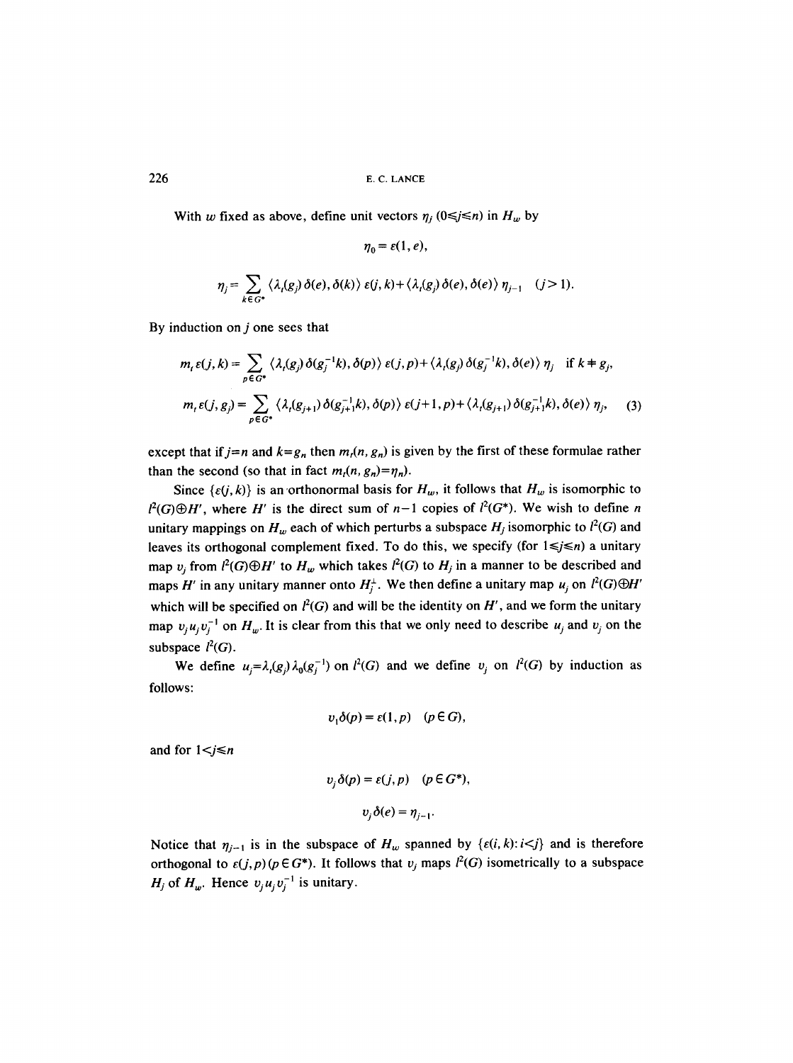With $w$ fixed as above, define unit vectors $\eta_j$ $(0 \leqslant j \leqslant n)$ in $H_w$ by

$$\eta_0 = \varepsilon(1, e),$$

$$\eta_j = \sum_{k \in G^*} \langle \lambda_t(g_j)\,\delta(e), \delta(k)\rangle\, \varepsilon(j,k) + \langle \lambda_t(g_j)\,\delta(e), \delta(e)\rangle\, \eta_{j-1} \quad (j > 1).$$

By induction on $j$ one sees that

$$m_t\,\varepsilon(j,k) = \sum_{p \in G^*} \langle \lambda_t(g_j)\,\delta(g_j^{-1}k), \delta(p)\rangle\, \varepsilon(j,p) + \langle \lambda_t(g_j)\,\delta(g_j^{-1}k), \delta(e)\rangle\, \eta_j \quad \text{if } k \neq g_j,$$

$$m_t\,\varepsilon(j,g_j) = \sum_{p \in G^*} \langle \lambda_t(g_{j+1})\,\delta(g_{j+1}^{-1}k), \delta(p)\rangle\, \varepsilon(j+1,p) + \langle \lambda_t(g_{j+1})\,\delta(g_{j+1}^{-1}k), \delta(e)\rangle\, \eta_j, \tag{3}$$

except that if $j = n$ and $k = g_n$ then $m_t(n, g_n)$ is given by the first of these formulae rather than the second (so that in fact $m_t(n, g_n) = \eta_n$).

Since $\{\varepsilon(j,k)\}$ is an orthonormal basis for $H_w$, it follows that $H_w$ is isomorphic to $l^2(G) \oplus H'$, where $H'$ is the direct sum of $n-1$ copies of $l^2(G^*)$. We wish to define $n$ unitary mappings on $H_w$ each of which perturbs a subspace $H_j$ isomorphic to $l^2(G)$ and leaves its orthogonal complement fixed. To do this, we specify (for $1 \leqslant j \leqslant n$) a unitary map $v_j$ from $l^2(G) \oplus H'$ to $H_w$ which takes $l^2(G)$ to $H_j$ in a manner to be described and maps $H'$ in any unitary manner onto $H_j^{\perp}$. We then define a unitary map $u_j$ on $l^2(G) \oplus H'$ which will be specified on $l^2(G)$ and will be the identity on $H'$, and we form the unitary map $v_j u_j v_j^{-1}$ on $H_w$. It is clear from this that we only need to describe $u_j$ and $v_j$ on the subspace $l^2(G)$.

We define $u_j = \lambda_t(g_j)\,\lambda_0(g_j^{-1})$ on $l^2(G)$ and we define $v_j$ on $l^2(G)$ by induction as follows:

$$v_1\delta(p) = \varepsilon(1,p) \quad (p \in G),$$

and for $1 < j \leqslant n$

$$v_j\delta(p) = \varepsilon(j,p) \quad (p \in G^*),$$

$$v_j\delta(e) = \eta_{j-1}.$$

Notice that $\eta_{j-1}$ is in the subspace of $H_w$ spanned by $\{\varepsilon(i,k) : i < j\}$ and is therefore orthogonal to $\varepsilon(j,p)\,(p \in G^*)$. It follows that $v_j$ maps $l^2(G)$ isometrically to a subspace $H_j$ of $H_w$. Hence $v_j u_j v_j^{-1}$ is unitary.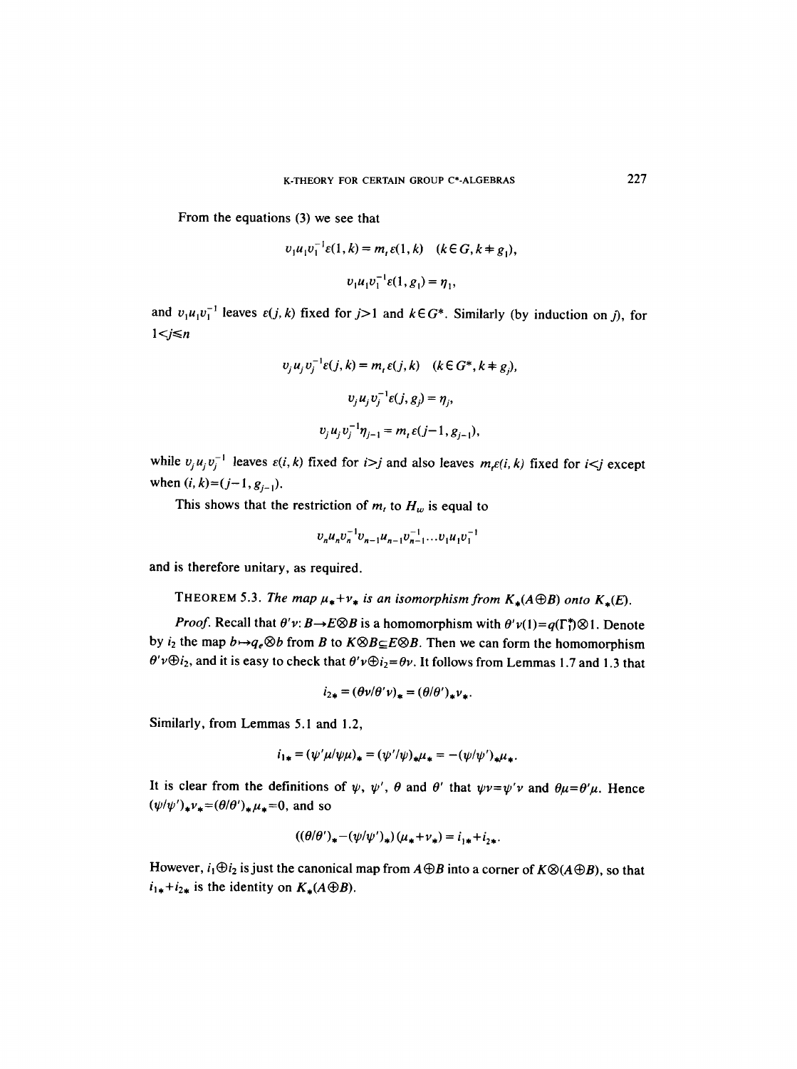From the equations (3) we see that

$$v_1u_1v_1^{-1}\varepsilon(1,k) = m_t\varepsilon(1,k) \quad (k \in G, k \neq g_1),$$

$$v_1u_1v_1^{-1}\varepsilon(1,g_1) = \eta_1,$$

and $v_1u_1v_1^{-1}$ leaves $\varepsilon(j,k)$ fixed for $j>1$ and $k \in G^*$. Similarly (by induction on $j$), for $1<j\leq n$

$$v_ju_jv_j^{-1}\varepsilon(j,k) = m_t\varepsilon(j,k) \quad (k \in G^*, k \neq g_j),$$

$$v_ju_jv_j^{-1}\varepsilon(j,g_j) = \eta_j,$$

$$v_ju_jv_j^{-1}\eta_{j-1} = m_t\varepsilon(j-1,g_{j-1}),$$

while $v_ju_jv_j^{-1}$ leaves $\varepsilon(i,k)$ fixed for $i>j$ and also leaves $m_t\varepsilon(i,k)$ fixed for $i<j$ except when $(i,k)=(j-1,g_{j-1})$.

This shows that the restriction of $m_t$ to $H_w$ is equal to

$$v_nu_nv_n^{-1}v_{n-1}u_{n-1}v_{n-1}^{-1}\dots v_1u_1v_1^{-1}$$

and is therefore unitary, as required.

THEOREM 5.3. *The map $\mu_*+\nu_*$ is an isomorphism from $K_*(A\oplus B)$ onto $K_*(E)$.*

*Proof.* Recall that $\theta'\nu: B\to E\otimes B$ is a homomorphism with $\theta'\nu(1)=q(\Gamma_1^*)\otimes 1$. Denote by $i_2$ the map $b\mapsto q_e\otimes b$ from $B$ to $K\otimes B\subseteq E\otimes B$. Then we can form the homomorphism $\theta'\nu\oplus i_2$, and it is easy to check that $\theta'\nu\oplus i_2=\theta\nu$. It follows from Lemmas 1.7 and 1.3 that

$$i_{2*} = (\theta\nu/\theta'\nu)_* = (\theta/\theta')_*\nu_*.$$

Similarly, from Lemmas 5.1 and 1.2,

$$i_{1*} = (\psi'\mu/\psi\mu)_* = (\psi'/\psi)_*\mu_* = -(\psi/\psi')_*\mu_*.$$

It is clear from the definitions of $\psi$, $\psi'$, $\theta$ and $\theta'$ that $\psi\nu=\psi'\nu$ and $\theta\mu=\theta'\mu$. Hence $(\psi/\psi')_*\nu_*=(\theta/\theta')_*\mu_*=0$, and so

$$((\theta/\theta')_*-(\psi/\psi')_*)(\mu_*+\nu_*) = i_{1*}+i_{2*}.$$

However, $i_1\oplus i_2$ is just the canonical map from $A\oplus B$ into a corner of $K\otimes(A\oplus B)$, so that $i_{1*}+i_{2*}$ is the identity on $K_*(A\oplus B)$.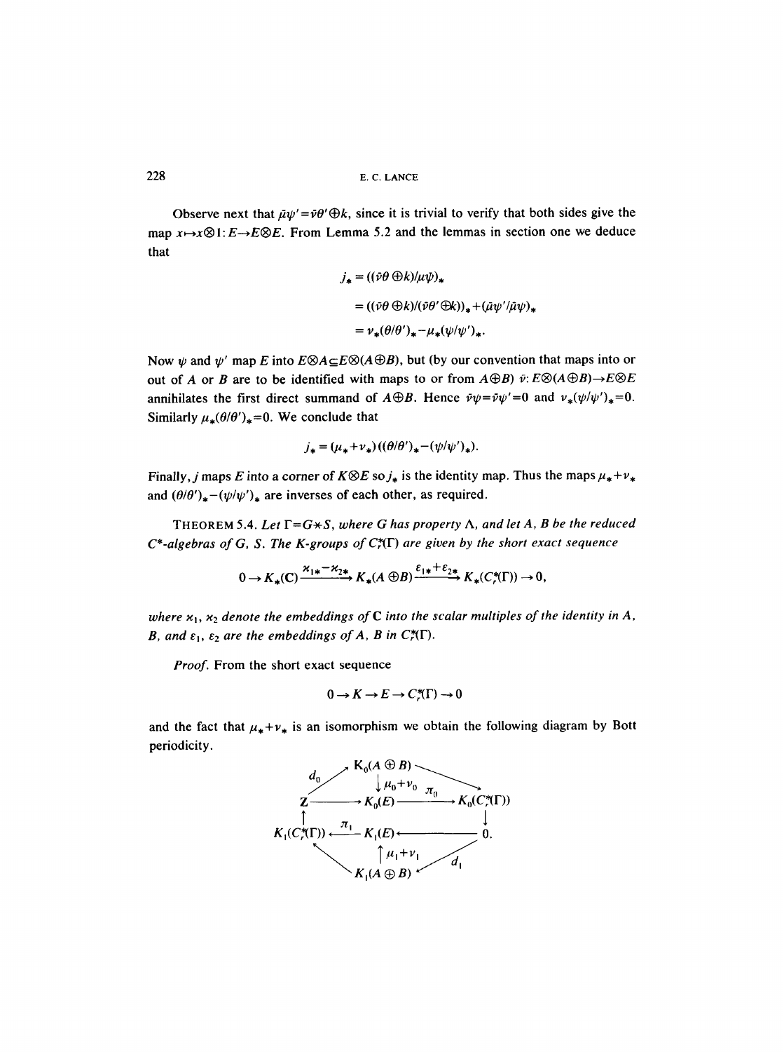Observe next that $\bar{\mu}\psi' = \bar{\nu}\theta' \oplus k$, since it is trivial to verify that both sides give the map $x \mapsto x \otimes 1 : E \to E \otimes E$. From Lemma 5.2 and the lemmas in section one we deduce that

$$
\begin{aligned}
j_* &= ((\bar{\nu}\theta \oplus k)/\mu\bar{\psi})_* \\
&= ((\bar{\nu}\theta \oplus k)/(\bar{\nu}\theta' \oplus k))_* + (\bar{\mu}\psi'/\bar{\mu}\psi)_* \\
&= \nu_*(\theta/\theta')_* - \mu_*(\psi/\psi')_*.
\end{aligned}
$$

Now $\psi$ and $\psi'$ map $E$ into $E \otimes A \subseteq E \otimes (A \oplus B)$, but (by our convention that maps into or out of $A$ or $B$ are to be identified with maps to or from $A \oplus B$) $\bar{\nu} : E \otimes (A \oplus B) \to E \otimes E$ annihilates the first direct summand of $A \oplus B$. Hence $\bar{\nu}\psi = \bar{\nu}\psi' = 0$ and $\nu_*(\psi/\psi')_* = 0$. Similarly $\mu_*(\theta/\theta')_* = 0$. We conclude that

$$j_* = (\mu_* + \nu_*)((\theta/\theta')_* - (\psi/\psi')_*).$$

Finally, $j$ maps $E$ into a corner of $K \otimes E$ so $j_*$ is the identity map. Thus the maps $\mu_* + \nu_*$ and $(\theta/\theta')_* - (\psi/\psi')_*$ are inverses of each other, as required.

THEOREM 5.4. *Let $\Gamma = G * S$, where $G$ has property $\Lambda$, and let $A$, $B$ be the reduced $C^*$-algebras of $G$, $S$. The K-groups of $C_r^*(\Gamma)$ are given by the short exact sequence*

$$0 \to K_*(\mathbf{C}) \xrightarrow{\varkappa_{1*} - \varkappa_{2*}} K_*(A \oplus B) \xrightarrow{\varepsilon_{1*} + \varepsilon_{2*}} K_*(C_r^*(\Gamma)) \to 0,$$

*where $\varkappa_1$, $\varkappa_2$ denote the embeddings of $\mathbf{C}$ into the scalar multiples of the identity in $A$, $B$, and $\varepsilon_1$, $\varepsilon_2$ are the embeddings of $A$, $B$ in $C_r^*(\Gamma)$.*

*Proof.* From the short exact sequence

$$0 \to K \to E \to C_r^*(\Gamma) \to 0$$

and the fact that $\mu_* + \nu_*$ is an isomorphism we obtain the following diagram by Bott periodicity.

$$
\begin{array}{ccccc}
 & \overset{d_0}{\nearrow} & K_0(A \oplus B) & \searrow & \\
 & & \downarrow \mu_0 + \nu_0 & & \\
\mathbf{Z} & \longrightarrow & K_0(E) & \xrightarrow{\pi_0} & K_0(C_r^*(\Gamma)) \\
\uparrow & & & & \downarrow \\
K_1(C_r^*(\Gamma)) & \xleftarrow{\pi_1} & K_1(E) & \longleftarrow & 0. \\
 & & \uparrow \mu_1 + \nu_1 & & \\
 & \nwarrow & K_1(A \oplus B) & \overset{d_1}{\swarrow} &
\end{array}
$$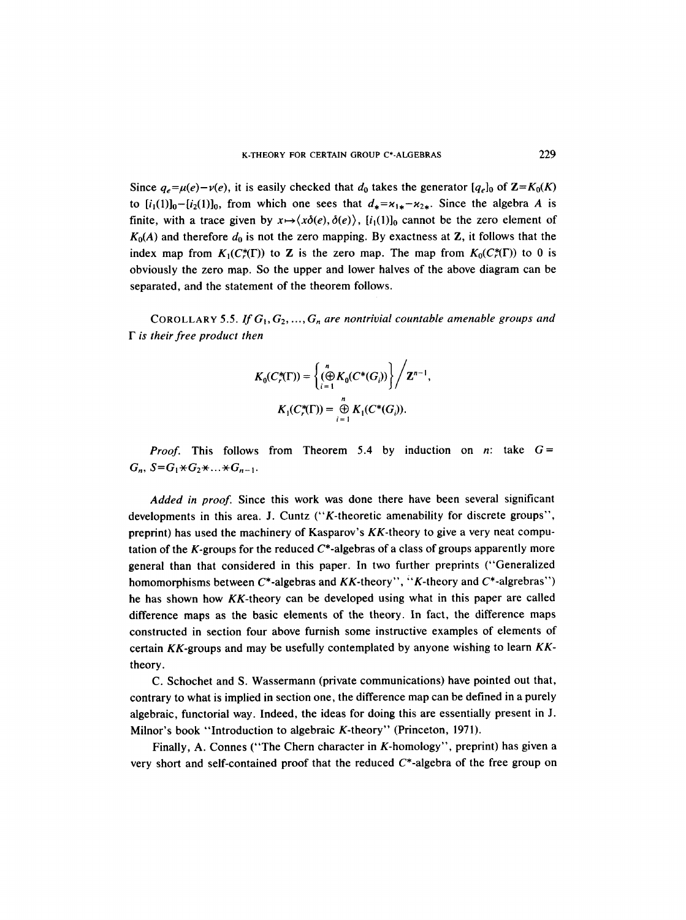Since $q_e = \mu(e) - \nu(e)$, it is easily checked that $d_0$ takes the generator $[q_e]_0$ of $\mathbf{Z} = K_0(K)$ to $[i_1(1)]_0 - [i_2(1)]_0$, from which one sees that $d_* = \varkappa_{1*} - \varkappa_{2*}$. Since the algebra $A$ is finite, with a trace given by $x \mapsto \langle x\delta(e), \delta(e) \rangle$, $[i_1(1)]_0$ cannot be the zero element of $K_0(A)$ and therefore $d_0$ is not the zero mapping. By exactness at $\mathbf{Z}$, it follows that the index map from $K_1(C_r^*(\Gamma))$ to $\mathbf{Z}$ is the zero map. The map from $K_0(C_r^*(\Gamma))$ to $0$ is obviously the zero map. So the upper and lower halves of the above diagram can be separated, and the statement of the theorem follows.

COROLLARY 5.5. *If $G_1, G_2, \ldots, G_n$ are nontrivial countable amenable groups and $\Gamma$ is their free product then*

$$K_0(C_r^*(\Gamma)) = \left\{ \left( \bigoplus_{i=1}^{n} K_0(C^*(G_i)) \right) \right\} \Big/ \mathbf{Z}^{n-1},$$

$$K_1(C_r^*(\Gamma)) = \bigoplus_{i=1}^{n} K_1(C^*(G_i)).$$

*Proof.* This follows from Theorem 5.4 by induction on $n$: take $G = G_n$, $S = G_1 * G_2 * \ldots * G_{n-1}$.

*Added in proof.* Since this work was done there have been several significant developments in this area. J. Cuntz ("$K$-theoretic amenability for discrete groups", preprint) has used the machinery of Kasparov's $KK$-theory to give a very neat computation of the $K$-groups for the reduced $C^*$-algebras of a class of groups apparently more general than that considered in this paper. In two further preprints ("Generalized homomorphisms between $C^*$-algebras and $KK$-theory", "$K$-theory and $C^*$-algrebras") he has shown how $KK$-theory can be developed using what in this paper are called difference maps as the basic elements of the theory. In fact, the difference maps constructed in section four above furnish some instructive examples of elements of certain $KK$-groups and may be usefully contemplated by anyone wishing to learn $KK$-theory.

C. Schochet and S. Wassermann (private communications) have pointed out that, contrary to what is implied in section one, the difference map can be defined in a purely algebraic, functorial way. Indeed, the ideas for doing this are essentially present in J. Milnor's book "Introduction to algebraic $K$-theory" (Princeton, 1971).

Finally, A. Connes ("The Chern character in $K$-homology", preprint) has given a very short and self-contained proof that the reduced $C^*$-algebra of the free group on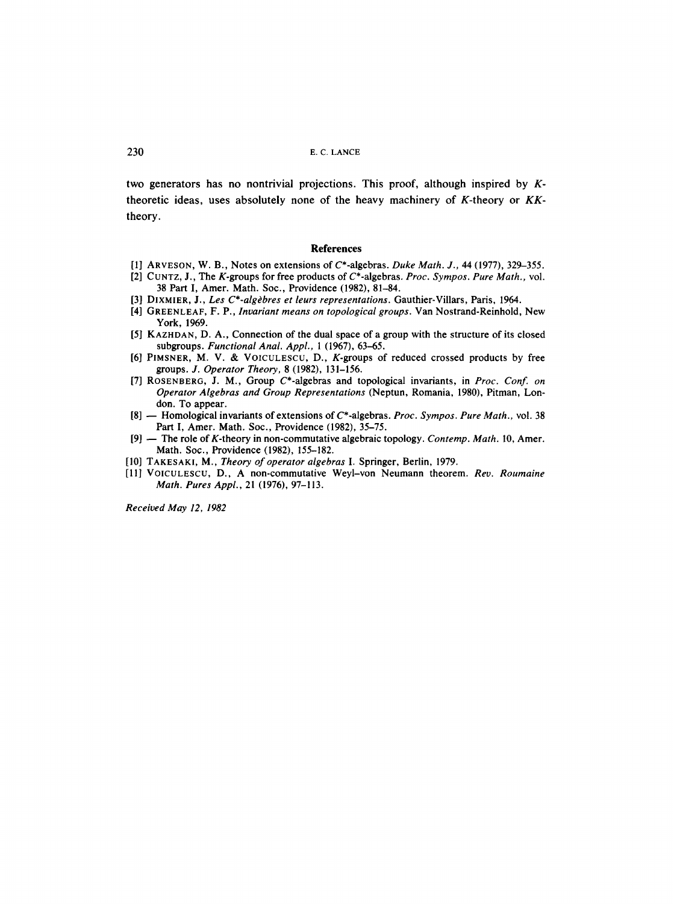two generators has no nontrivial projections. This proof, although inspired by $K$-theoretic ideas, uses absolutely none of the heavy machinery of $K$-theory or $KK$-theory.

## References

[1] Arveson, W. B., Notes on extensions of $C^*$-algebras. *Duke Math. J.*, 44 (1977), 329–355.

[2] Cuntz, J., The $K$-groups for free products of $C^*$-algebras. *Proc. Sympos. Pure Math.*, vol. 38 Part I, Amer. Math. Soc., Providence (1982), 81–84.

[3] Dixmier, J., *Les $C^*$-algèbres et leurs representations*. Gauthier-Villars, Paris, 1964.

[4] Greenleaf, F. P., *Invariant means on topological groups*. Van Nostrand-Reinhold, New York, 1969.

[5] Kazhdan, D. A., Connection of the dual space of a group with the structure of its closed subgroups. *Functional Anal. Appl.*, 1 (1967), 63–65.

[6] Pimsner, M. V. & Voiculescu, D., $K$-groups of reduced crossed products by free groups. *J. Operator Theory*, 8 (1982), 131–156.

[7] Rosenberg, J. M., Group $C^*$-algebras and topological invariants, in *Proc. Conf. on Operator Algebras and Group Representations* (Neptun, Romania, 1980), Pitman, London. To appear.

[8] — Homological invariants of extensions of $C^*$-algebras. *Proc. Sympos. Pure Math.*, vol. 38 Part I, Amer. Math. Soc., Providence (1982), 35–75.

[9] — The role of $K$-theory in non-commutative algebraic topology. *Contemp. Math.* 10, Amer. Math. Soc., Providence (1982), 155–182.

[10] Takesaki, M., *Theory of operator algebras* I. Springer, Berlin, 1979.

[11] Voiculescu, D., A non-commutative Weyl–von Neumann theorem. *Rev. Roumaine Math. Pures Appl.*, 21 (1976), 97–113.

*Received May 12, 1982*